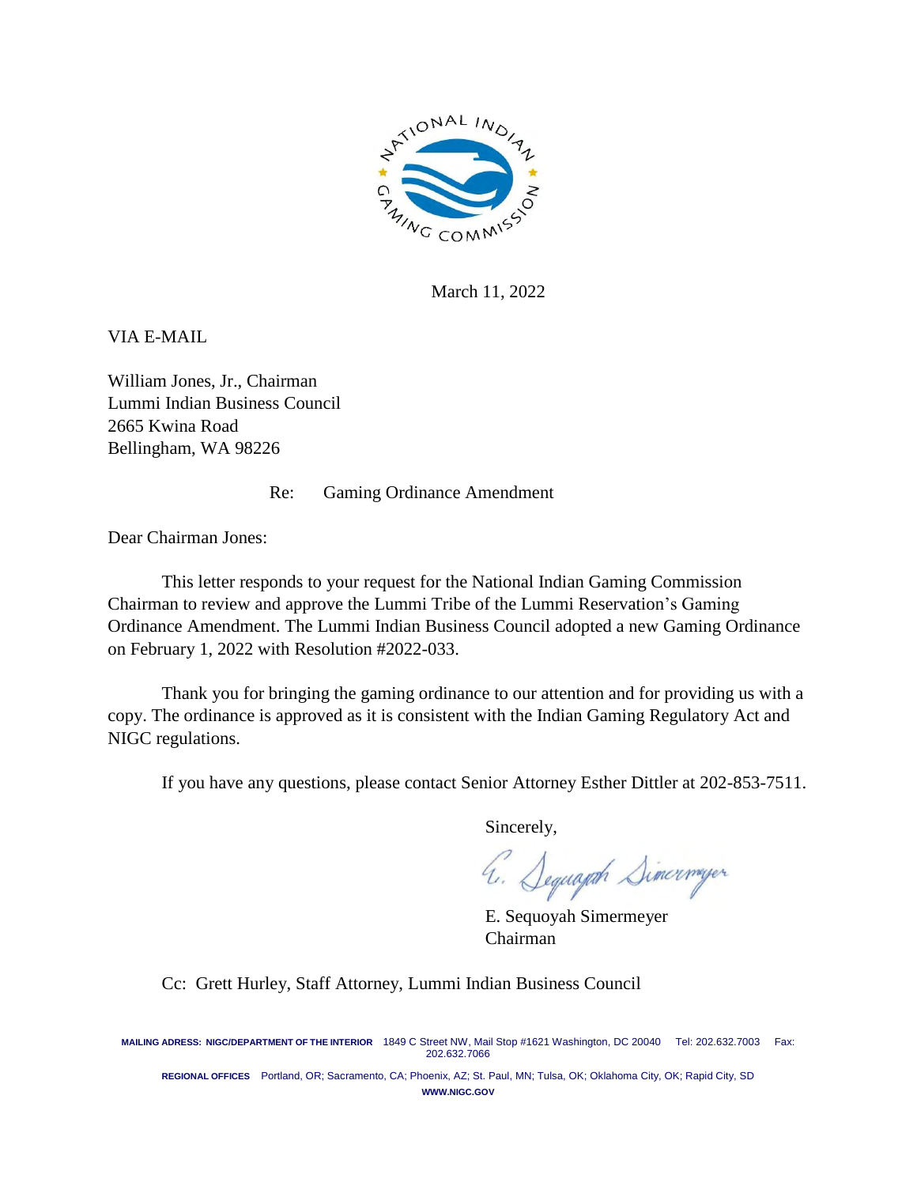March 11, 2022

VIA E-MAIL

William Jones, Jr., Chairman
Lummi Indian Business Council
2665 Kwina Road
Bellingham, WA 98226

Re: Gaming Ordinance Amendment

Dear Chairman Jones:

This letter responds to your request for the National Indian Gaming Commission Chairman to review and approve the Lummi Tribe of the Lummi Reservation's Gaming Ordinance Amendment. The Lummi Indian Business Council adopted a new Gaming Ordinance on February 1, 2022 with Resolution #2022-033.

Thank you for bringing the gaming ordinance to our attention and for providing us with a copy. The ordinance is approved as it is consistent with the Indian Gaming Regulatory Act and NIGC regulations.

If you have any questions, please contact Senior Attorney Esther Dittler at 202-853-7511.

Sincerely,

E. Sequoyah Simermeyer
Chairman

Cc: Grett Hurley, Staff Attorney, Lummi Indian Business Council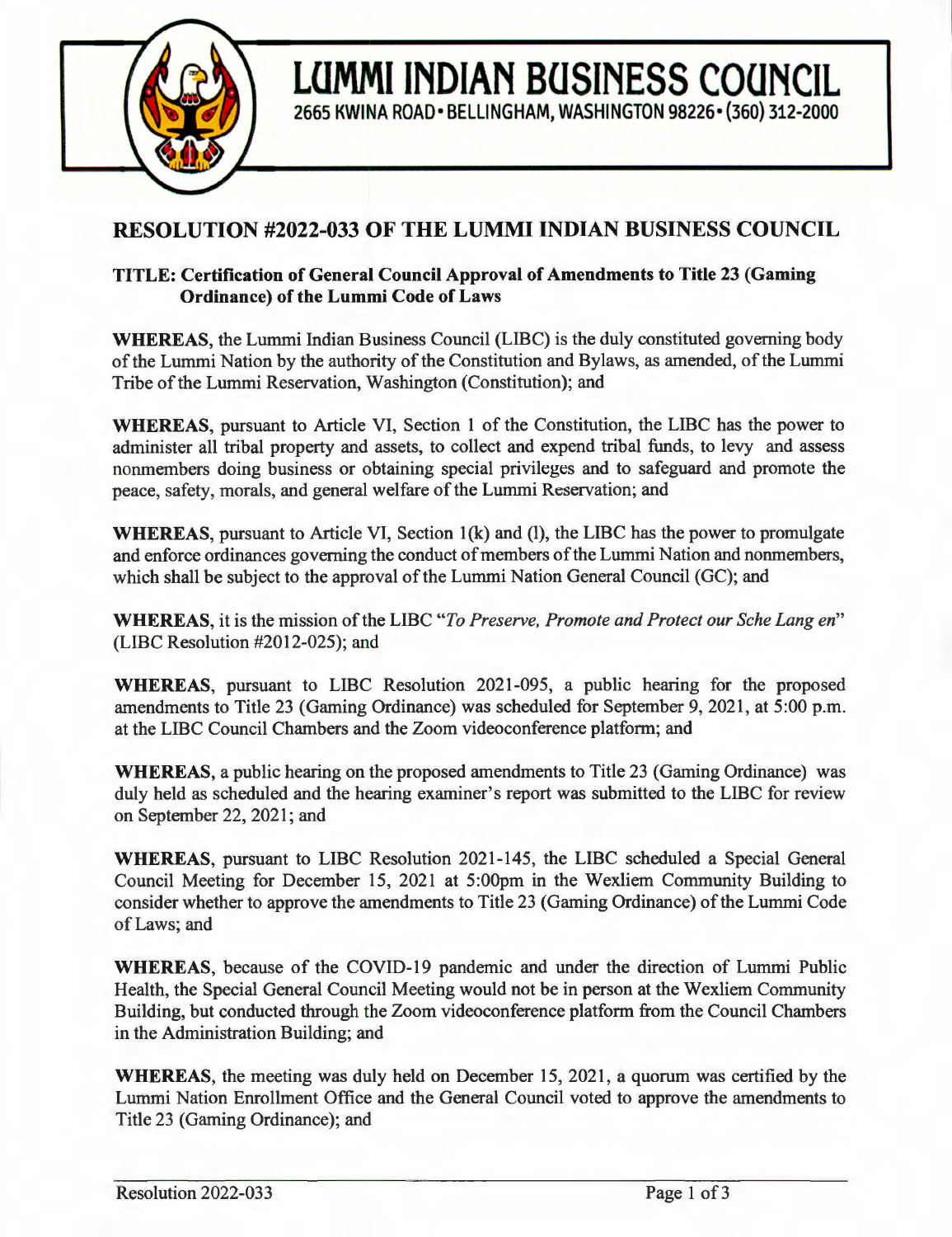# LUMMI INDIAN BUSINESS COUNCIL

2665 KWINA ROAD • BELLINGHAM, WASHINGTON 98226 • (360) 312-2000

## RESOLUTION #2022-033 OF THE LUMMI INDIAN BUSINESS COUNCIL

**TITLE: Certification of General Council Approval of Amendments to Title 23 (Gaming Ordinance) of the Lummi Code of Laws**

**WHEREAS**, the Lummi Indian Business Council (LIBC) is the duly constituted governing body of the Lummi Nation by the authority of the Constitution and Bylaws, as amended, of the Lummi Tribe of the Lummi Reservation, Washington (Constitution); and

**WHEREAS**, pursuant to Article VI, Section 1 of the Constitution, the LIBC has the power to administer all tribal property and assets, to collect and expend tribal funds, to levy and assess nonmembers doing business or obtaining special privileges and to safeguard and promote the peace, safety, morals, and general welfare of the Lummi Reservation; and

**WHEREAS**, pursuant to Article VI, Section 1(k) and (l), the LIBC has the power to promulgate and enforce ordinances governing the conduct of members of the Lummi Nation and nonmembers, which shall be subject to the approval of the Lummi Nation General Council (GC); and

**WHEREAS**, it is the mission of the LIBC "*To Preserve, Promote and Protect our Sche Lang en*" (LIBC Resolution #2012-025); and

**WHEREAS**, pursuant to LIBC Resolution 2021-095, a public hearing for the proposed amendments to Title 23 (Gaming Ordinance) was scheduled for September 9, 2021, at 5:00 p.m. at the LIBC Council Chambers and the Zoom videoconference platform; and

**WHEREAS**, a public hearing on the proposed amendments to Title 23 (Gaming Ordinance) was duly held as scheduled and the hearing examiner's report was submitted to the LIBC for review on September 22, 2021; and

**WHEREAS**, pursuant to LIBC Resolution 2021-145, the LIBC scheduled a Special General Council Meeting for December 15, 2021 at 5:00pm in the Wexliem Community Building to consider whether to approve the amendments to Title 23 (Gaming Ordinance) of the Lummi Code of Laws; and

**WHEREAS**, because of the COVID-19 pandemic and under the direction of Lummi Public Health, the Special General Council Meeting would not be in person at the Wexliem Community Building, but conducted through the Zoom videoconference platform from the Council Chambers in the Administration Building; and

**WHEREAS**, the meeting was duly held on December 15, 2021, a quorum was certified by the Lummi Nation Enrollment Office and the General Council voted to approve the amendments to Title 23 (Gaming Ordinance); and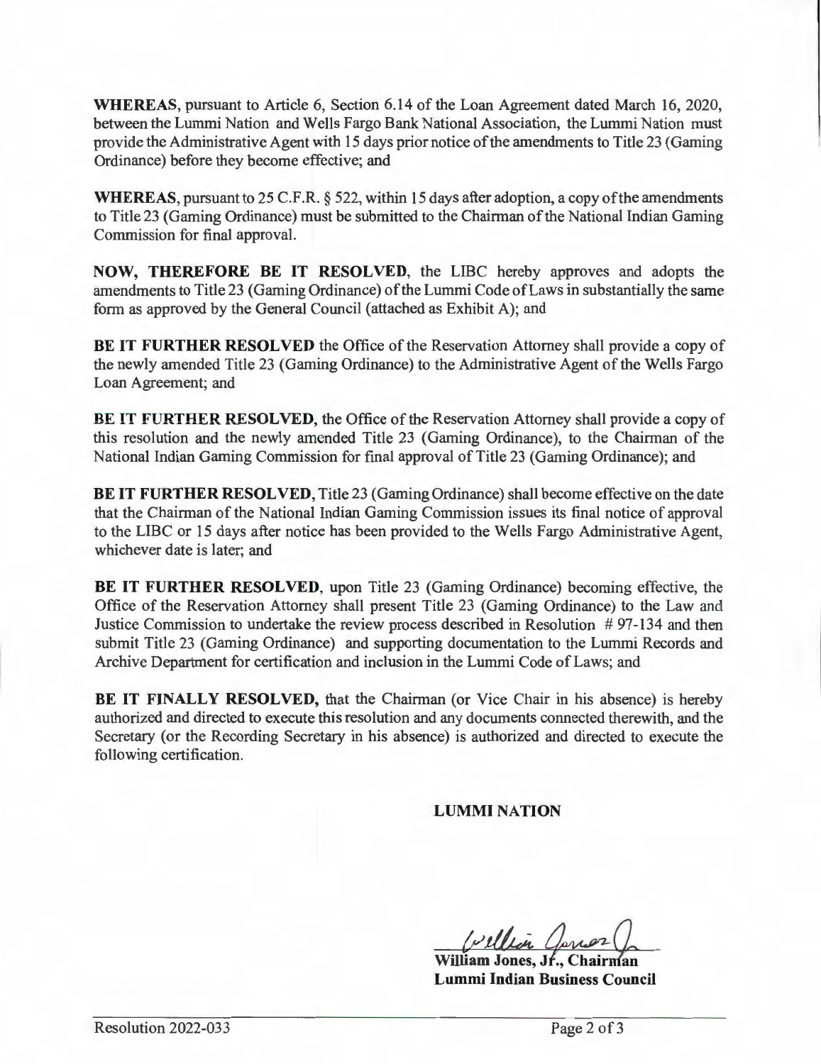**WHEREAS**, pursuant to Article 6, Section 6.14 of the Loan Agreement dated March 16, 2020, between the Lummi Nation and Wells Fargo Bank National Association, the Lummi Nation must provide the Administrative Agent with 15 days prior notice of the amendments to Title 23 (Gaming Ordinance) before they become effective; and

**WHEREAS**, pursuant to 25 C.F.R. § 522, within 15 days after adoption, a copy of the amendments to Title 23 (Gaming Ordinance) must be submitted to the Chairman of the National Indian Gaming Commission for final approval.

**NOW, THEREFORE BE IT RESOLVED**, the LIBC hereby approves and adopts the amendments to Title 23 (Gaming Ordinance) of the Lummi Code of Laws in substantially the same form as approved by the General Council (attached as Exhibit A); and

**BE IT FURTHER RESOLVED** the Office of the Reservation Attorney shall provide a copy of the newly amended Title 23 (Gaming Ordinance) to the Administrative Agent of the Wells Fargo Loan Agreement; and

**BE IT FURTHER RESOLVED**, the Office of the Reservation Attorney shall provide a copy of this resolution and the newly amended Title 23 (Gaming Ordinance), to the Chairman of the National Indian Gaming Commission for final approval of Title 23 (Gaming Ordinance); and

**BE IT FURTHER RESOLVED**, Title 23 (Gaming Ordinance) shall become effective on the date that the Chairman of the National Indian Gaming Commission issues its final notice of approval to the LIBC or 15 days after notice has been provided to the Wells Fargo Administrative Agent, whichever date is later; and

**BE IT FURTHER RESOLVED**, upon Title 23 (Gaming Ordinance) becoming effective, the Office of the Reservation Attorney shall present Title 23 (Gaming Ordinance) to the Law and Justice Commission to undertake the review process described in Resolution # 97-134 and then submit Title 23 (Gaming Ordinance) and supporting documentation to the Lummi Records and Archive Department for certification and inclusion in the Lummi Code of Laws; and

**BE IT FINALLY RESOLVED**, that the Chairman (or Vice Chair in his absence) is hereby authorized and directed to execute this resolution and any documents connected therewith, and the Secretary (or the Recording Secretary in his absence) is authorized and directed to execute the following certification.

**LUMMI NATION**

**William Jones, Jr., Chairman**
**Lummi Indian Business Council**

Resolution 2022-033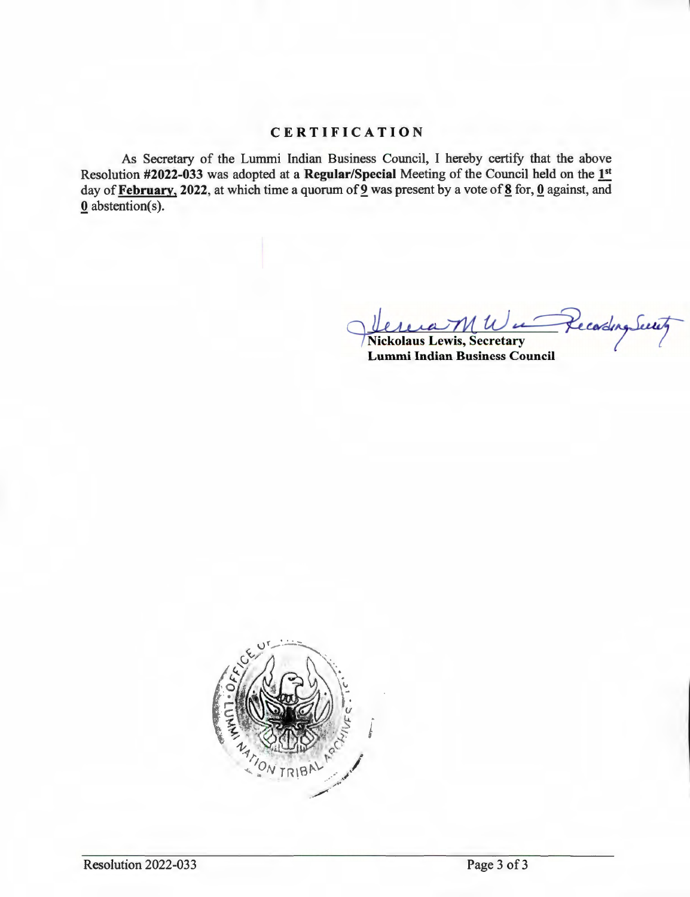## CERTIFICATION

As Secretary of the Lummi Indian Business Council, I hereby certify that the above Resolution **#2022-033** was adopted at a **Regular/Special** Meeting of the Council held on the **1st** day of **February, 2022**, at which time a quorum of **9** was present by a vote of **8** for, **0** against, and **0** abstention(s).

Recording Secretary

**Nickolaus Lewis, Secretary**
**Lummi Indian Business Council**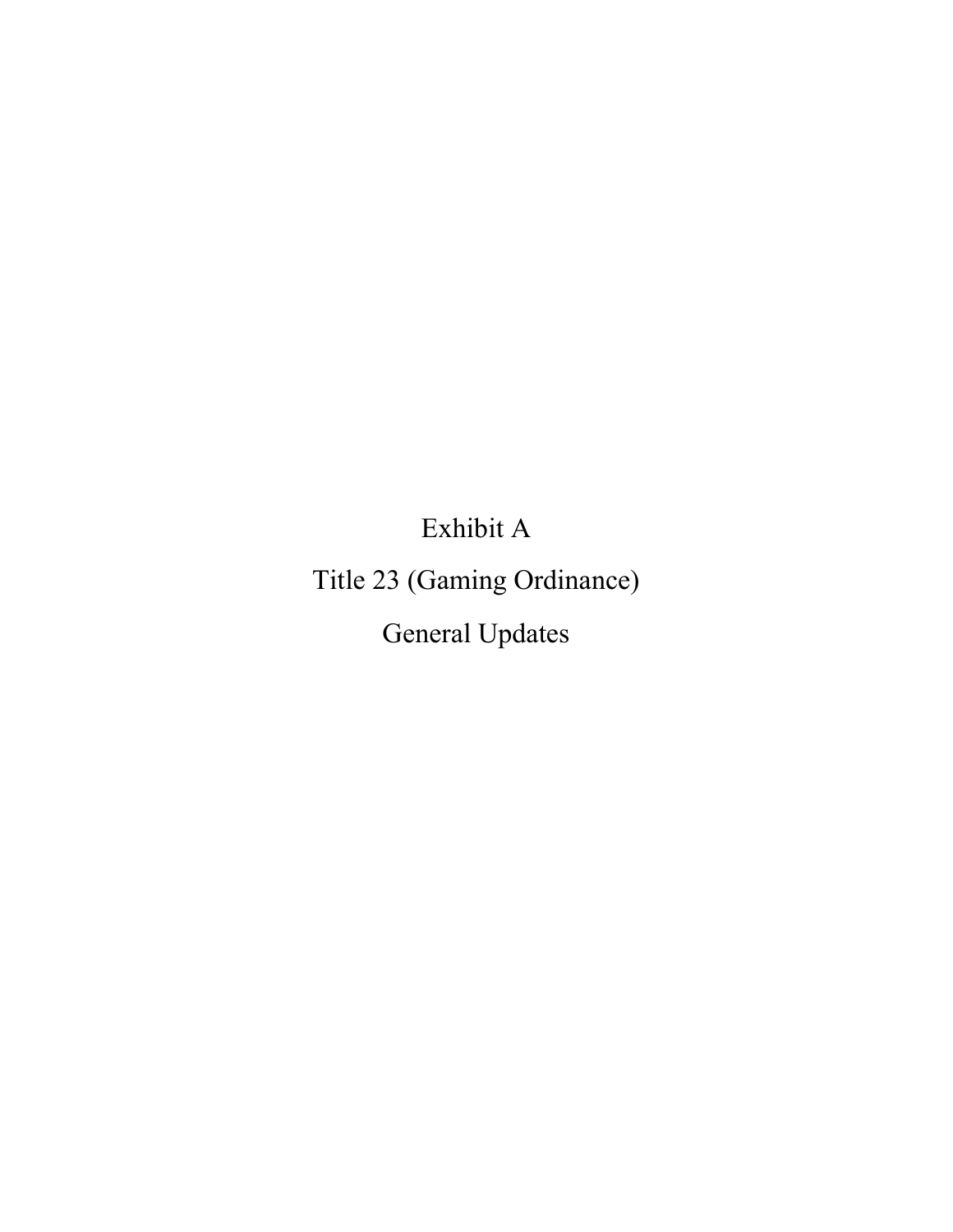Exhibit A

Title 23 (Gaming Ordinance)

General Updates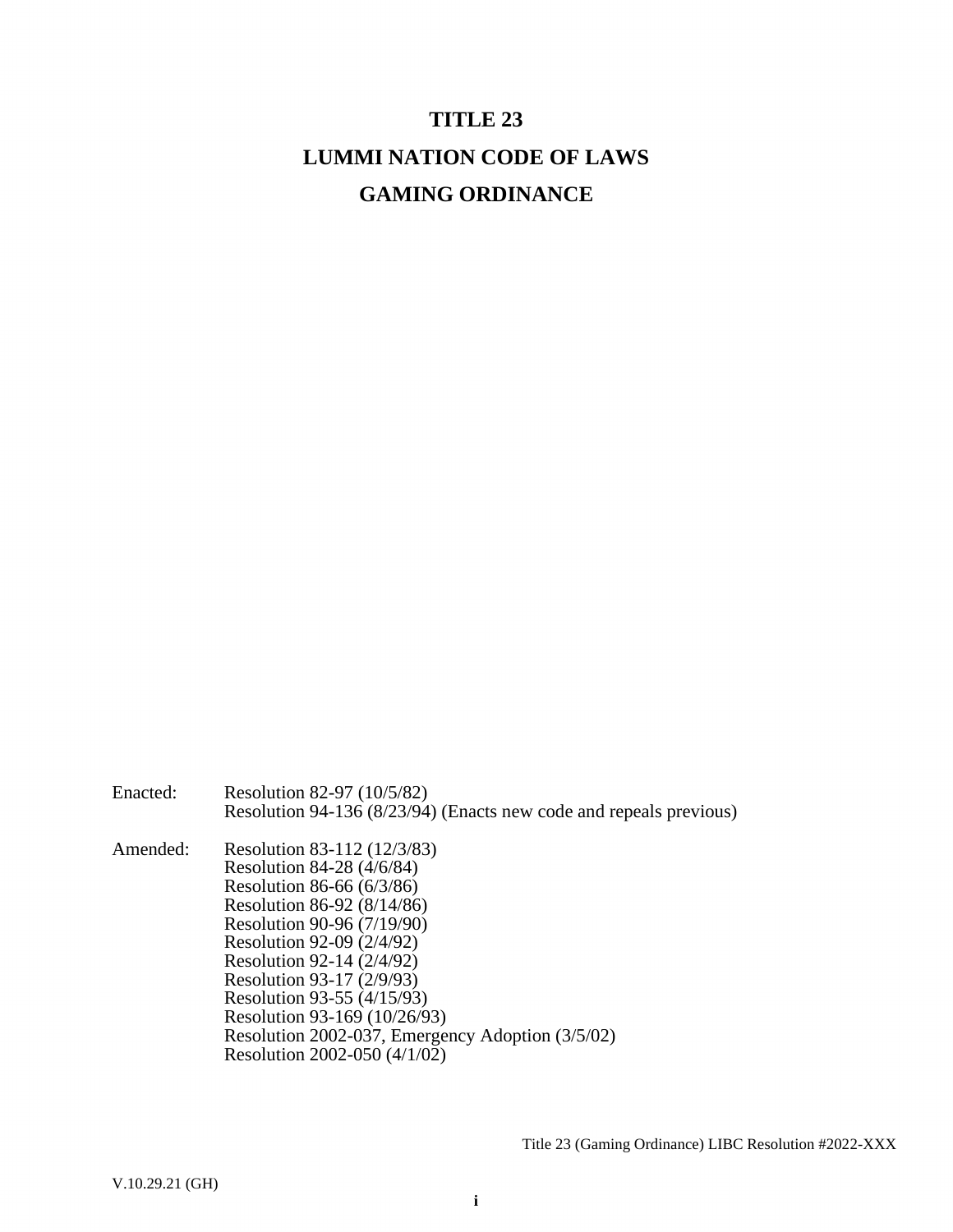# TITLE 23

# LUMMI NATION CODE OF LAWS

# GAMING ORDINANCE

Enacted: Resolution 82-97 (10/5/82)
Resolution 94-136 (8/23/94) (Enacts new code and repeals previous)

Amended: Resolution 83-112 (12/3/83)
Resolution 84-28 (4/6/84)
Resolution 86-66 (6/3/86)
Resolution 86-92 (8/14/86)
Resolution 90-96 (7/19/90)
Resolution 92-09 (2/4/92)
Resolution 92-14 (2/4/92)
Resolution 93-17 (2/9/93)
Resolution 93-55 (4/15/93)
Resolution 93-169 (10/26/93)
Resolution 2002-037, Emergency Adoption (3/5/02)
Resolution 2002-050 (4/1/02)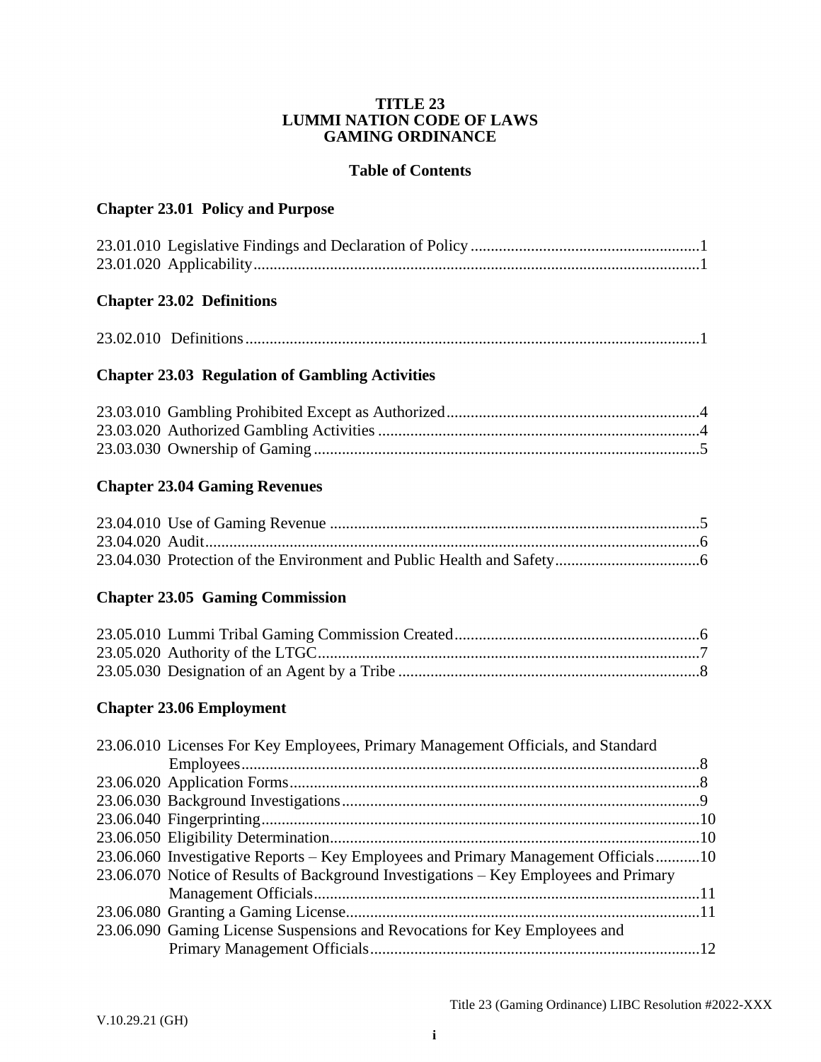# TITLE 23
# LUMMI NATION CODE OF LAWS
# GAMING ORDINANCE

## Table of Contents

### Chapter 23.01 Policy and Purpose

23.01.010 Legislative Findings and Declaration of Policy........................................................1
23.01.020 Applicability..............................................................................................................1

### Chapter 23.02 Definitions

23.02.010 Definitions................................................................................................................1

### Chapter 23.03 Regulation of Gambling Activities

23.03.010 Gambling Prohibited Except as Authorized...............................................................4
23.03.020 Authorized Gambling Activities ...............................................................................4
23.03.030 Ownership of Gaming ...............................................................................................5

### Chapter 23.04 Gaming Revenues

23.04.010 Use of Gaming Revenue ...........................................................................................5
23.04.020 Audit..........................................................................................................................6
23.04.030 Protection of the Environment and Public Health and Safety...................................6

### Chapter 23.05 Gaming Commission

23.05.010 Lummi Tribal Gaming Commission Created............................................................6
23.05.020 Authority of the LTGC..............................................................................................7
23.05.030 Designation of an Agent by a Tribe ..........................................................................8

### Chapter 23.06 Employment

23.06.010 Licenses For Key Employees, Primary Management Officials, and Standard Employees.................................................................................................................8
23.06.020 Application Forms.....................................................................................................8
23.06.030 Background Investigations........................................................................................9
23.06.040 Fingerprinting............................................................................................................10
23.06.050 Eligibility Determination...........................................................................................10
23.06.060 Investigative Reports – Key Employees and Primary Management Officials...........10
23.06.070 Notice of Results of Background Investigations – Key Employees and Primary Management Officials...............................................................................................11
23.06.080 Granting a Gaming License.......................................................................................11
23.06.090 Gaming License Suspensions and Revocations for Key Employees and Primary Management Officials.................................................................................12

V.10.29.21 (GH)

Title 23 (Gaming Ordinance) LIBC Resolution #2022-XXX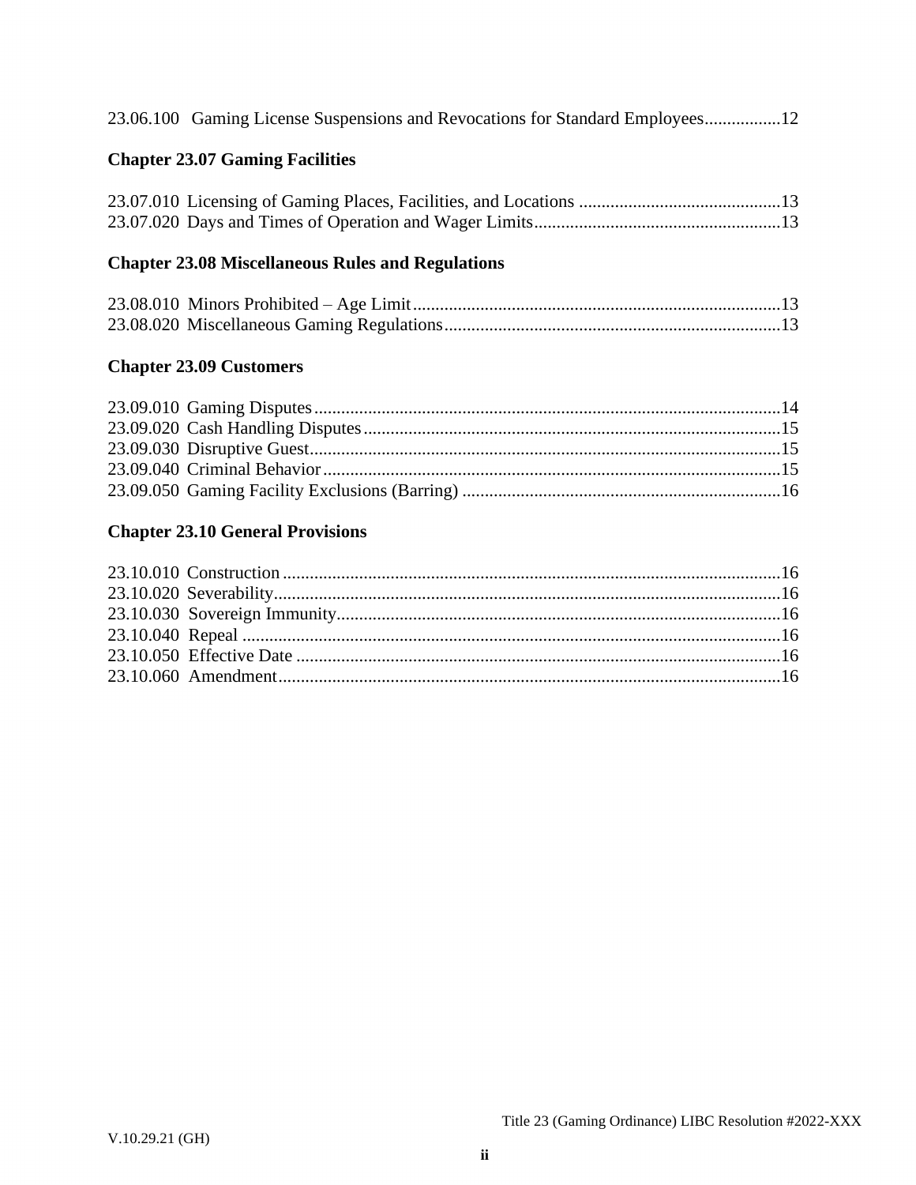23.06.100 Gaming License Suspensions and Revocations for Standard Employees................12

**Chapter 23.07 Gaming Facilities**

23.07.010 Licensing of Gaming Places, Facilities, and Locations .............................................13
23.07.020 Days and Times of Operation and Wager Limits.......................................................13

**Chapter 23.08 Miscellaneous Rules and Regulations**

23.08.010 Minors Prohibited – Age Limit..................................................................................13
23.08.020 Miscellaneous Gaming Regulations...........................................................................13

**Chapter 23.09 Customers**

23.09.010 Gaming Disputes........................................................................................................14
23.09.020 Cash Handling Disputes.............................................................................................15
23.09.030 Disruptive Guest.........................................................................................................15
23.09.040 Criminal Behavior......................................................................................................15
23.09.050 Gaming Facility Exclusions (Barring) .......................................................................16

**Chapter 23.10 General Provisions**

23.10.010 Construction...............................................................................................................16
23.10.020 Severability.................................................................................................................16
23.10.030 Sovereign Immunity...................................................................................................16
23.10.040 Repeal ........................................................................................................................16
23.10.050 Effective Date ............................................................................................................16
23.10.060 Amendment................................................................................................................16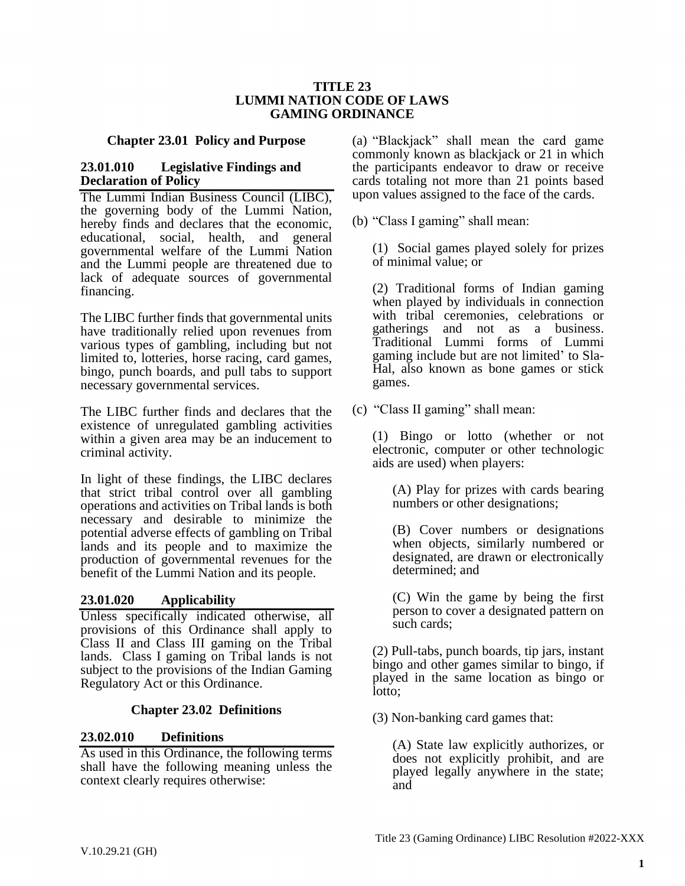# TITLE 23
# LUMMI NATION CODE OF LAWS
# GAMING ORDINANCE

## Chapter 23.01 Policy and Purpose

### 23.01.010 Legislative Findings and Declaration of Policy

The Lummi Indian Business Council (LIBC), the governing body of the Lummi Nation, hereby finds and declares that the economic, educational, social, health, and general governmental welfare of the Lummi Nation and the Lummi people are threatened due to lack of adequate sources of governmental financing.

The LIBC further finds that governmental units have traditionally relied upon revenues from various types of gambling, including but not limited to, lotteries, horse racing, card games, bingo, punch boards, and pull tabs to support necessary governmental services.

The LIBC further finds and declares that the existence of unregulated gambling activities within a given area may be an inducement to criminal activity.

In light of these findings, the LIBC declares that strict tribal control over all gambling operations and activities on Tribal lands is both necessary and desirable to minimize the potential adverse effects of gambling on Tribal lands and its people and to maximize the production of governmental revenues for the benefit of the Lummi Nation and its people.

### 23.01.020 Applicability

Unless specifically indicated otherwise, all provisions of this Ordinance shall apply to Class II and Class III gaming on the Tribal lands. Class I gaming on Tribal lands is not subject to the provisions of the Indian Gaming Regulatory Act or this Ordinance.

## Chapter 23.02 Definitions

### 23.02.010 Definitions

As used in this Ordinance, the following terms shall have the following meaning unless the context clearly requires otherwise:

(a) "Blackjack" shall mean the card game commonly known as blackjack or 21 in which the participants endeavor to draw or receive cards totaling not more than 21 points based upon values assigned to the face of the cards.

(b) "Class I gaming" shall mean:

(1) Social games played solely for prizes of minimal value; or

(2) Traditional forms of Indian gaming when played by individuals in connection with tribal ceremonies, celebrations or gatherings and not as a business. Traditional Lummi forms of Lummi gaming include but are not limited' to Sla-Hal, also known as bone games or stick games.

(c) "Class II gaming" shall mean:

(1) Bingo or lotto (whether or not electronic, computer or other technologic aids are used) when players:

(A) Play for prizes with cards bearing numbers or other designations;

(B) Cover numbers or designations when objects, similarly numbered or designated, are drawn or electronically determined; and

(C) Win the game by being the first person to cover a designated pattern on such cards;

(2) Pull-tabs, punch boards, tip jars, instant bingo and other games similar to bingo, if played in the same location as bingo or lotto;

(3) Non-banking card games that:

(A) State law explicitly authorizes, or does not explicitly prohibit, and are played legally anywhere in the state; and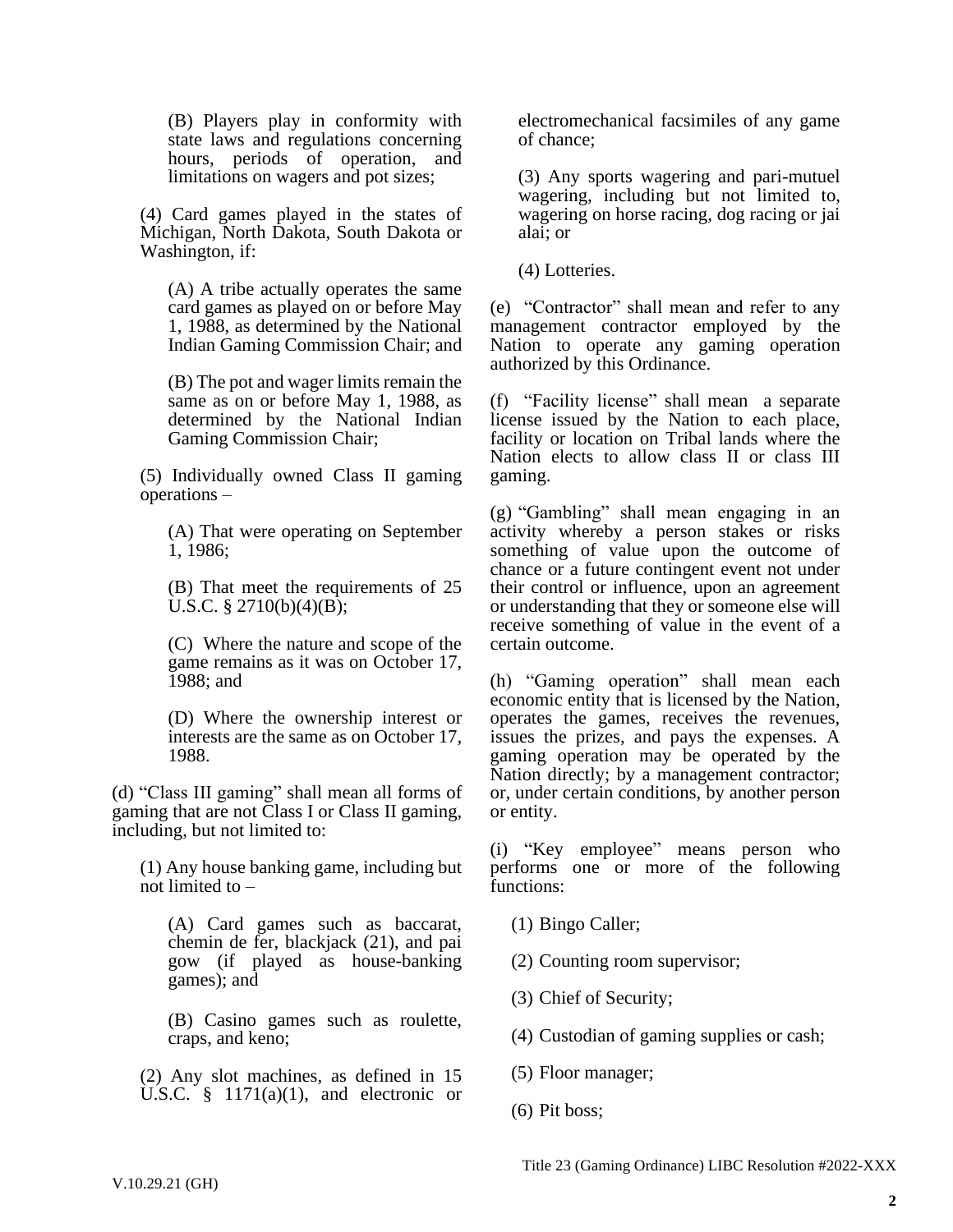(B) Players play in conformity with state laws and regulations concerning hours, periods of operation, and limitations on wagers and pot sizes;

(4) Card games played in the states of Michigan, North Dakota, South Dakota or Washington, if:

(A) A tribe actually operates the same card games as played on or before May 1, 1988, as determined by the National Indian Gaming Commission Chair; and

(B) The pot and wager limits remain the same as on or before May 1, 1988, as determined by the National Indian Gaming Commission Chair;

(5) Individually owned Class II gaming operations –

(A) That were operating on September 1, 1986;

(B) That meet the requirements of 25 U.S.C. § 2710(b)(4)(B);

(C) Where the nature and scope of the game remains as it was on October 17, 1988; and

(D) Where the ownership interest or interests are the same as on October 17, 1988.

(d) "Class III gaming" shall mean all forms of gaming that are not Class I or Class II gaming, including, but not limited to:

(1) Any house banking game, including but not limited to –

(A) Card games such as baccarat, chemin de fer, blackjack (21), and pai gow (if played as house-banking games); and

(B) Casino games such as roulette, craps, and keno;

(2) Any slot machines, as defined in 15 U.S.C. § 1171(a)(1), and electronic or electromechanical facsimiles of any game of chance;

(3) Any sports wagering and pari-mutuel wagering, including but not limited to, wagering on horse racing, dog racing or jai alai; or

(4) Lotteries.

(e) "Contractor" shall mean and refer to any management contractor employed by the Nation to operate any gaming operation authorized by this Ordinance.

(f) "Facility license" shall mean a separate license issued by the Nation to each place, facility or location on Tribal lands where the Nation elects to allow class II or class III gaming.

(g) "Gambling" shall mean engaging in an activity whereby a person stakes or risks something of value upon the outcome of chance or a future contingent event not under their control or influence, upon an agreement or understanding that they or someone else will receive something of value in the event of a certain outcome.

(h) "Gaming operation" shall mean each economic entity that is licensed by the Nation, operates the games, receives the revenues, issues the prizes, and pays the expenses. A gaming operation may be operated by the Nation directly; by a management contractor; or, under certain conditions, by another person or entity.

(i) "Key employee" means person who performs one or more of the following functions:

(1) Bingo Caller;

(2) Counting room supervisor;

(3) Chief of Security;

(4) Custodian of gaming supplies or cash;

(5) Floor manager;

(6) Pit boss;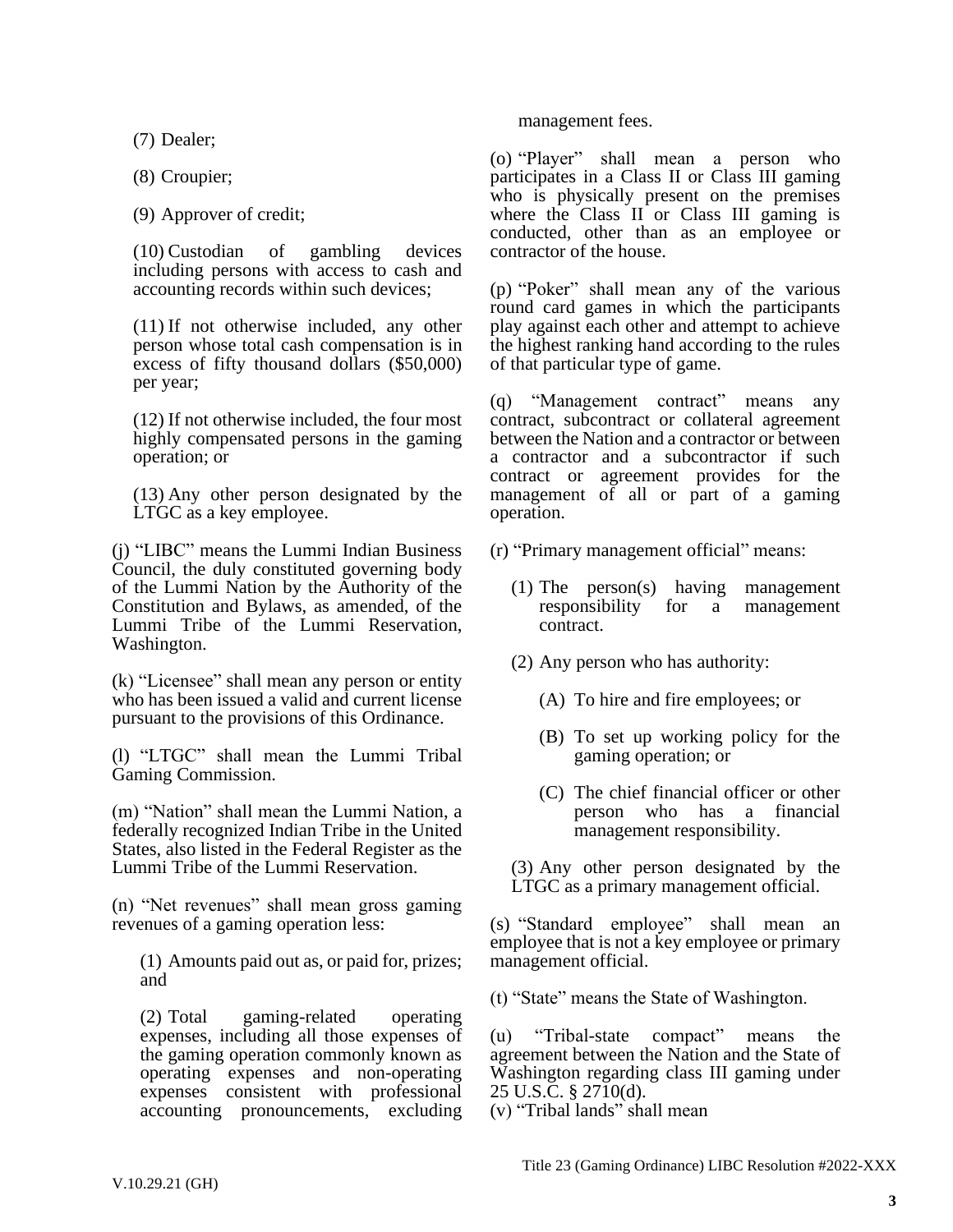(7) Dealer;

(8) Croupier;

(9) Approver of credit;

(10) Custodian of gambling devices including persons with access to cash and accounting records within such devices;

(11) If not otherwise included, any other person whose total cash compensation is in excess of fifty thousand dollars ($50,000) per year;

(12) If not otherwise included, the four most highly compensated persons in the gaming operation; or

(13) Any other person designated by the LTGC as a key employee.

(j) "LIBC" means the Lummi Indian Business Council, the duly constituted governing body of the Lummi Nation by the Authority of the Constitution and Bylaws, as amended, of the Lummi Tribe of the Lummi Reservation, Washington.

(k) "Licensee" shall mean any person or entity who has been issued a valid and current license pursuant to the provisions of this Ordinance.

(l) "LTGC" shall mean the Lummi Tribal Gaming Commission.

(m) "Nation" shall mean the Lummi Nation, a federally recognized Indian Tribe in the United States, also listed in the Federal Register as the Lummi Tribe of the Lummi Reservation.

(n) "Net revenues" shall mean gross gaming revenues of a gaming operation less:

(1) Amounts paid out as, or paid for, prizes; and

(2) Total gaming-related operating expenses, including all those expenses of the gaming operation commonly known as operating expenses and non-operating expenses consistent with professional accounting pronouncements, excluding management fees.

(o) "Player" shall mean a person who participates in a Class II or Class III gaming who is physically present on the premises where the Class II or Class III gaming is conducted, other than as an employee or contractor of the house.

(p) "Poker" shall mean any of the various round card games in which the participants play against each other and attempt to achieve the highest ranking hand according to the rules of that particular type of game.

(q) "Management contract" means any contract, subcontract or collateral agreement between the Nation and a contractor or between a contractor and a subcontractor if such contract or agreement provides for the management of all or part of a gaming operation.

(r) "Primary management official" means:

(1) The person(s) having management responsibility for a management contract.

(2) Any person who has authority:

(A) To hire and fire employees; or

(B) To set up working policy for the gaming operation; or

(C) The chief financial officer or other person who has a financial management responsibility.

(3) Any other person designated by the LTGC as a primary management official.

(s) "Standard employee" shall mean an employee that is not a key employee or primary management official.

(t) "State" means the State of Washington.

(u) "Tribal-state compact" means the agreement between the Nation and the State of Washington regarding class III gaming under 25 U.S.C. § 2710(d).

(v) "Tribal lands" shall mean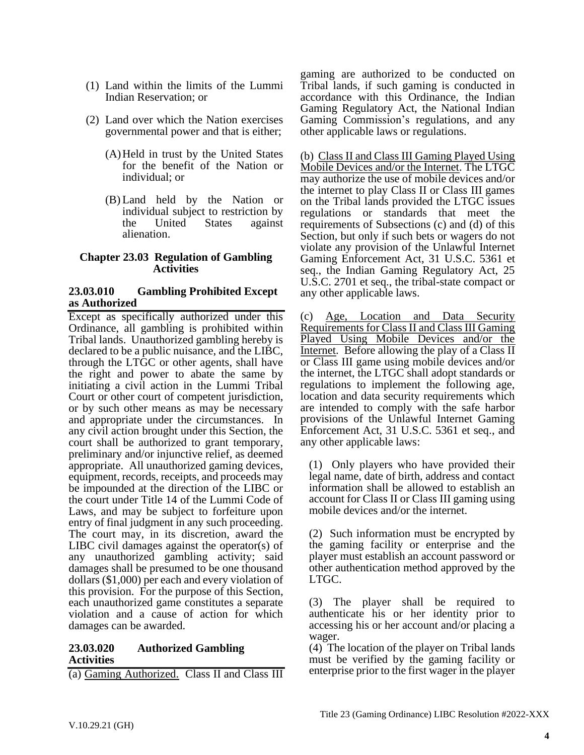(1) Land within the limits of the Lummi Indian Reservation; or

(2) Land over which the Nation exercises governmental power and that is either;

(A) Held in trust by the United States for the benefit of the Nation or individual; or

(B) Land held by the Nation or individual subject to restriction by the United States against alienation.

## Chapter 23.03 Regulation of Gambling Activities

### 23.03.010 Gambling Prohibited Except as Authorized

Except as specifically authorized under this Ordinance, all gambling is prohibited within Tribal lands. Unauthorized gambling hereby is declared to be a public nuisance, and the LIBC, through the LTGC or other agents, shall have the right and power to abate the same by initiating a civil action in the Lummi Tribal Court or other court of competent jurisdiction, or by such other means as may be necessary and appropriate under the circumstances. In any civil action brought under this Section, the court shall be authorized to grant temporary, preliminary and/or injunctive relief, as deemed appropriate. All unauthorized gaming devices, equipment, records, receipts, and proceeds may be impounded at the direction of the LIBC or the court under Title 14 of the Lummi Code of Laws, and may be subject to forfeiture upon entry of final judgment in any such proceeding. The court may, in its discretion, award the LIBC civil damages against the operator(s) of any unauthorized gambling activity; said damages shall be presumed to be one thousand dollars ($1,000) per each and every violation of this provision. For the purpose of this Section, each unauthorized game constitutes a separate violation and a cause of action for which damages can be awarded.

### 23.03.020 Authorized Gambling Activities

(a) Gaming Authorized. Class II and Class III gaming are authorized to be conducted on Tribal lands, if such gaming is conducted in accordance with this Ordinance, the Indian Gaming Regulatory Act, the National Indian Gaming Commission's regulations, and any other applicable laws or regulations.

(b) Class II and Class III Gaming Played Using Mobile Devices and/or the Internet. The LTGC may authorize the use of mobile devices and/or the internet to play Class II or Class III games on the Tribal lands provided the LTGC issues regulations or standards that meet the requirements of Subsections (c) and (d) of this Section, but only if such bets or wagers do not violate any provision of the Unlawful Internet Gaming Enforcement Act, 31 U.S.C. 5361 et seq., the Indian Gaming Regulatory Act, 25 U.S.C. 2701 et seq., the tribal-state compact or any other applicable laws.

(c) Age, Location and Data Security Requirements for Class II and Class III Gaming Played Using Mobile Devices and/or the Internet. Before allowing the play of a Class II or Class III game using mobile devices and/or the internet, the LTGC shall adopt standards or regulations to implement the following age, location and data security requirements which are intended to comply with the safe harbor provisions of the Unlawful Internet Gaming Enforcement Act, 31 U.S.C. 5361 et seq., and any other applicable laws:

(1) Only players who have provided their legal name, date of birth, address and contact information shall be allowed to establish an account for Class II or Class III gaming using mobile devices and/or the internet.

(2) Such information must be encrypted by the gaming facility or enterprise and the player must establish an account password or other authentication method approved by the LTGC.

(3) The player shall be required to authenticate his or her identity prior to accessing his or her account and/or placing a wager.

(4) The location of the player on Tribal lands must be verified by the gaming facility or enterprise prior to the first wager in the player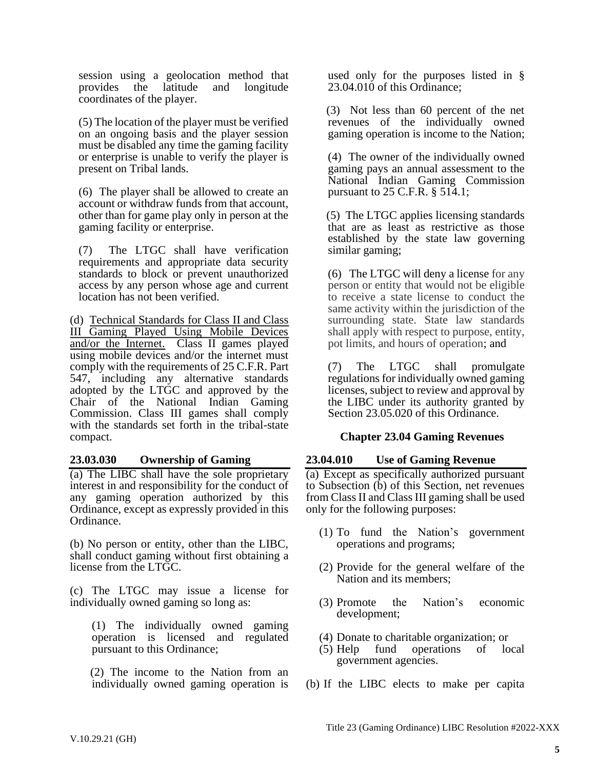session using a geolocation method that provides the latitude and longitude coordinates of the player.

(5) The location of the player must be verified on an ongoing basis and the player session must be disabled any time the gaming facility or enterprise is unable to verify the player is present on Tribal lands.

(6) The player shall be allowed to create an account or withdraw funds from that account, other than for game play only in person at the gaming facility or enterprise.

(7) The LTGC shall have verification requirements and appropriate data security standards to block or prevent unauthorized access by any person whose age and current location has not been verified.

(d) Technical Standards for Class II and Class III Gaming Played Using Mobile Devices and/or the Internet. Class II games played using mobile devices and/or the internet must comply with the requirements of 25 C.F.R. Part 547, including any alternative standards adopted by the LTGC and approved by the Chair of the National Indian Gaming Commission. Class III games shall comply with the standards set forth in the tribal-state compact.

**23.03.030 Ownership of Gaming**

(a) The LIBC shall have the sole proprietary interest in and responsibility for the conduct of any gaming operation authorized by this Ordinance, except as expressly provided in this Ordinance.

(b) No person or entity, other than the LIBC, shall conduct gaming without first obtaining a license from the LTGC.

(c) The LTGC may issue a license for individually owned gaming so long as:

(1) The individually owned gaming operation is licensed and regulated pursuant to this Ordinance;

(2) The income to the Nation from an individually owned gaming operation is used only for the purposes listed in § 23.04.010 of this Ordinance;

(3) Not less than 60 percent of the net revenues of the individually owned gaming operation is income to the Nation;

(4) The owner of the individually owned gaming pays an annual assessment to the National Indian Gaming Commission pursuant to 25 C.F.R. § 514.1;

(5) The LTGC applies licensing standards that are as least as restrictive as those established by the state law governing similar gaming;

(6) The LTGC will deny a license for any person or entity that would not be eligible to receive a state license to conduct the same activity within the jurisdiction of the surrounding state. State law standards shall apply with respect to purpose, entity, pot limits, and hours of operation; and

(7) The LTGC shall promulgate regulations for individually owned gaming licenses, subject to review and approval by the LIBC under its authority granted by Section 23.05.020 of this Ordinance.

## Chapter 23.04 Gaming Revenues

**23.04.010 Use of Gaming Revenue**

(a) Except as specifically authorized pursuant to Subsection (b) of this Section, net revenues from Class II and Class III gaming shall be used only for the following purposes:

(1) To fund the Nation's government operations and programs;

(2) Provide for the general welfare of the Nation and its members;

(3) Promote the Nation's economic development;

(4) Donate to charitable organization; or

(5) Help fund operations of local government agencies.

(b) If the LIBC elects to make per capita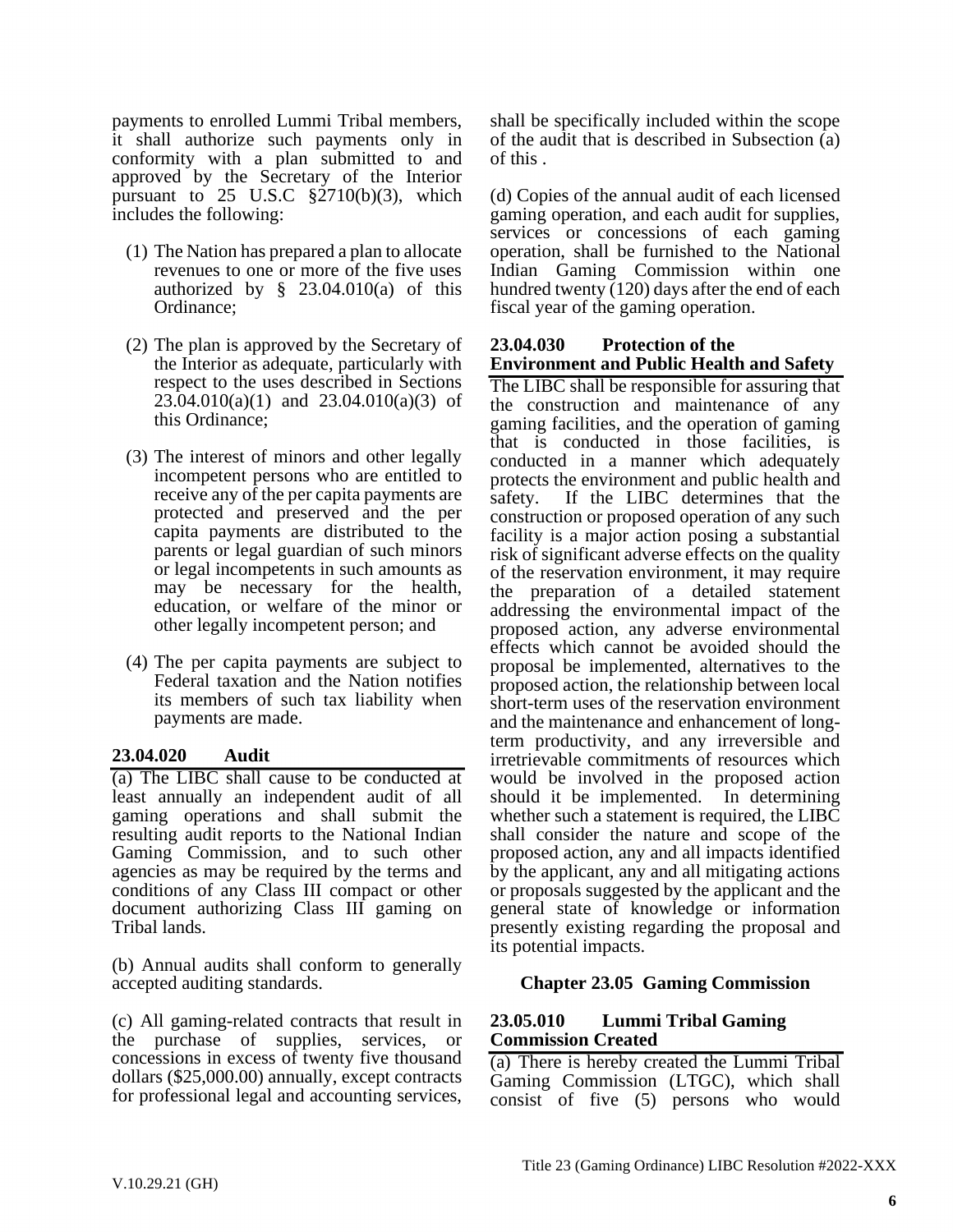payments to enrolled Lummi Tribal members, it shall authorize such payments only in conformity with a plan submitted to and approved by the Secretary of the Interior pursuant to 25 U.S.C §2710(b)(3), which includes the following:

(1) The Nation has prepared a plan to allocate revenues to one or more of the five uses authorized by § 23.04.010(a) of this Ordinance;

(2) The plan is approved by the Secretary of the Interior as adequate, particularly with respect to the uses described in Sections 23.04.010(a)(1) and 23.04.010(a)(3) of this Ordinance;

(3) The interest of minors and other legally incompetent persons who are entitled to receive any of the per capita payments are protected and preserved and the per capita payments are distributed to the parents or legal guardian of such minors or legal incompetents in such amounts as may be necessary for the health, education, or welfare of the minor or other legally incompetent person; and

(4) The per capita payments are subject to Federal taxation and the Nation notifies its members of such tax liability when payments are made.

### 23.04.020 Audit

(a) The LIBC shall cause to be conducted at least annually an independent audit of all gaming operations and shall submit the resulting audit reports to the National Indian Gaming Commission, and to such other agencies as may be required by the terms and conditions of any Class III compact or other document authorizing Class III gaming on Tribal lands.

(b) Annual audits shall conform to generally accepted auditing standards.

(c) All gaming-related contracts that result in the purchase of supplies, services, or concessions in excess of twenty five thousand dollars ($25,000.00) annually, except contracts for professional legal and accounting services, shall be specifically included within the scope of the audit that is described in Subsection (a) of this .

(d) Copies of the annual audit of each licensed gaming operation, and each audit for supplies, services or concessions of each gaming operation, shall be furnished to the National Indian Gaming Commission within one hundred twenty (120) days after the end of each fiscal year of the gaming operation.

### 23.04.030 Protection of the Environment and Public Health and Safety

The LIBC shall be responsible for assuring that the construction and maintenance of any gaming facilities, and the operation of gaming that is conducted in those facilities, is conducted in a manner which adequately protects the environment and public health and safety. If the LIBC determines that the construction or proposed operation of any such facility is a major action posing a substantial risk of significant adverse effects on the quality of the reservation environment, it may require the preparation of a detailed statement addressing the environmental impact of the proposed action, any adverse environmental effects which cannot be avoided should the proposal be implemented, alternatives to the proposed action, the relationship between local short-term uses of the reservation environment and the maintenance and enhancement of long-term productivity, and any irreversible and irretrievable commitments of resources which would be involved in the proposed action should it be implemented. In determining whether such a statement is required, the LIBC shall consider the nature and scope of the proposed action, any and all impacts identified by the applicant, any and all mitigating actions or proposals suggested by the applicant and the general state of knowledge or information presently existing regarding the proposal and its potential impacts.

## Chapter 23.05 Gaming Commission

### 23.05.010 Lummi Tribal Gaming Commission Created

(a) There is hereby created the Lummi Tribal Gaming Commission (LTGC), which shall consist of five (5) persons who would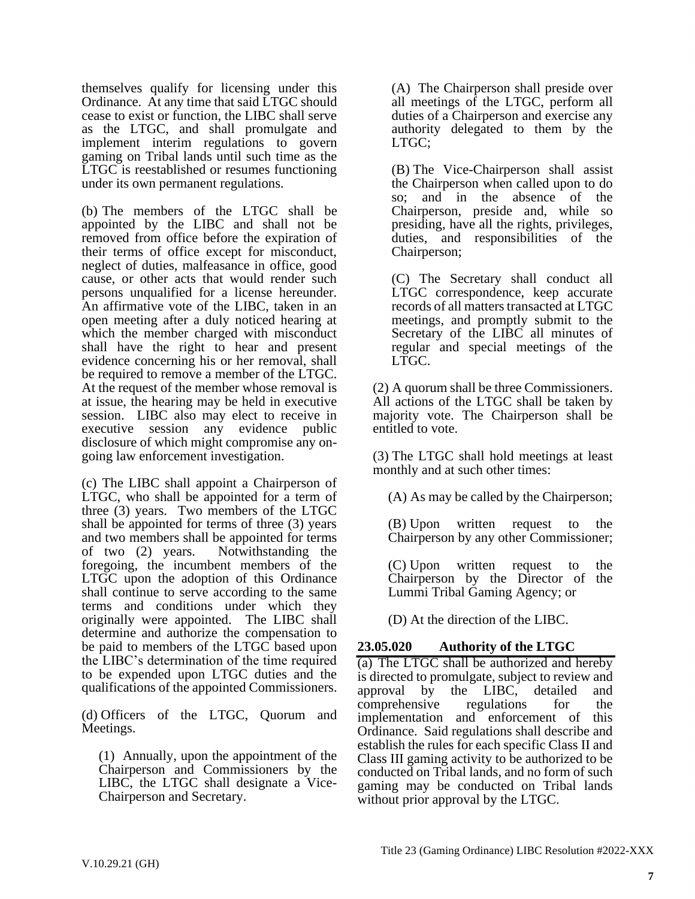themselves qualify for licensing under this Ordinance. At any time that said LTGC should cease to exist or function, the LIBC shall serve as the LTGC, and shall promulgate and implement interim regulations to govern gaming on Tribal lands until such time as the LTGC is reestablished or resumes functioning under its own permanent regulations.

(b) The members of the LTGC shall be appointed by the LIBC and shall not be removed from office before the expiration of their terms of office except for misconduct, neglect of duties, malfeasance in office, good cause, or other acts that would render such persons unqualified for a license hereunder. An affirmative vote of the LIBC, taken in an open meeting after a duly noticed hearing at which the member charged with misconduct shall have the right to hear and present evidence concerning his or her removal, shall be required to remove a member of the LTGC. At the request of the member whose removal is at issue, the hearing may be held in executive session. LIBC also may elect to receive in executive session any evidence public disclosure of which might compromise any on-going law enforcement investigation.

(c) The LIBC shall appoint a Chairperson of LTGC, who shall be appointed for a term of three (3) years. Two members of the LTGC shall be appointed for terms of three (3) years and two members shall be appointed for terms of two (2) years. Notwithstanding the foregoing, the incumbent members of the LTGC upon the adoption of this Ordinance shall continue to serve according to the same terms and conditions under which they originally were appointed. The LIBC shall determine and authorize the compensation to be paid to members of the LTGC based upon the LIBC's determination of the time required to be expended upon LTGC duties and the qualifications of the appointed Commissioners.

(d) Officers of the LTGC, Quorum and Meetings.

(1) Annually, upon the appointment of the Chairperson and Commissioners by the LIBC, the LTGC shall designate a Vice-Chairperson and Secretary.

(A) The Chairperson shall preside over all meetings of the LTGC, perform all duties of a Chairperson and exercise any authority delegated to them by the LTGC;

(B) The Vice-Chairperson shall assist the Chairperson when called upon to do so; and in the absence of the Chairperson, preside and, while so presiding, have all the rights, privileges, duties, and responsibilities of the Chairperson;

(C) The Secretary shall conduct all LTGC correspondence, keep accurate records of all matters transacted at LTGC meetings, and promptly submit to the Secretary of the LIBC all minutes of regular and special meetings of the LTGC.

(2) A quorum shall be three Commissioners. All actions of the LTGC shall be taken by majority vote. The Chairperson shall be entitled to vote.

(3) The LTGC shall hold meetings at least monthly and at such other times:

(A) As may be called by the Chairperson;

(B) Upon written request to the Chairperson by any other Commissioner;

(C) Upon written request to the Chairperson by the Director of the Lummi Tribal Gaming Agency; or

(D) At the direction of the LIBC.

## 23.05.020 Authority of the LTGC

(a) The LTGC shall be authorized and hereby is directed to promulgate, subject to review and approval by the LIBC, detailed and comprehensive regulations for the implementation and enforcement of this Ordinance. Said regulations shall describe and establish the rules for each specific Class II and Class III gaming activity to be authorized to be conducted on Tribal lands, and no form of such gaming may be conducted on Tribal lands without prior approval by the LTGC.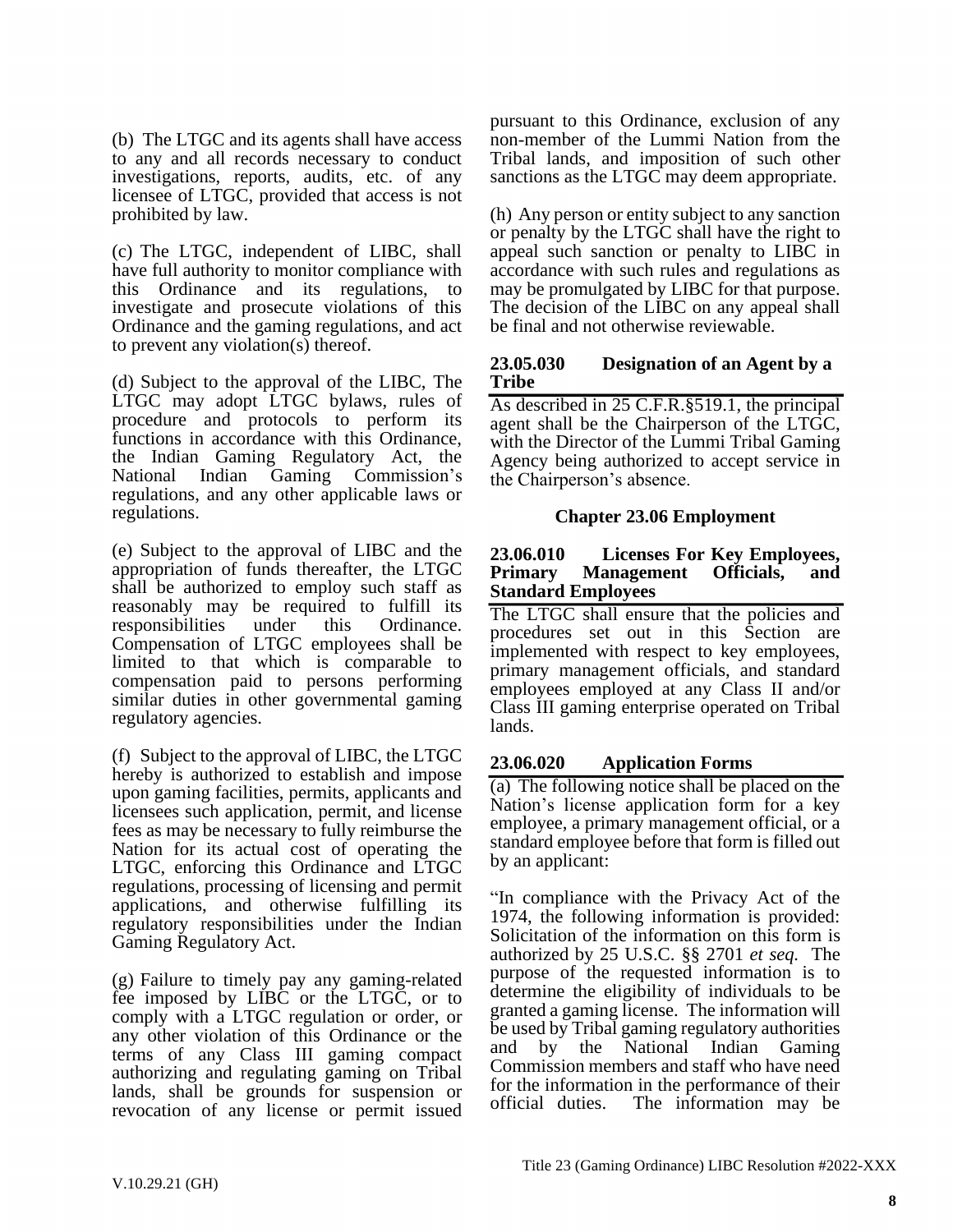(b) The LTGC and its agents shall have access to any and all records necessary to conduct investigations, reports, audits, etc. of any licensee of LTGC, provided that access is not prohibited by law.

(c) The LTGC, independent of LIBC, shall have full authority to monitor compliance with this Ordinance and its regulations, to investigate and prosecute violations of this Ordinance and the gaming regulations, and act to prevent any violation(s) thereof.

(d) Subject to the approval of the LIBC, The LTGC may adopt LTGC bylaws, rules of procedure and protocols to perform its functions in accordance with this Ordinance, the Indian Gaming Regulatory Act, the National Indian Gaming Commission's regulations, and any other applicable laws or regulations.

(e) Subject to the approval of LIBC and the appropriation of funds thereafter, the LTGC shall be authorized to employ such staff as reasonably may be required to fulfill its responsibilities under this Ordinance. Compensation of LTGC employees shall be limited to that which is comparable to compensation paid to persons performing similar duties in other governmental gaming regulatory agencies.

(f) Subject to the approval of LIBC, the LTGC hereby is authorized to establish and impose upon gaming facilities, permits, applicants and licensees such application, permit, and license fees as may be necessary to fully reimburse the Nation for its actual cost of operating the LTGC, enforcing this Ordinance and LTGC regulations, processing of licensing and permit applications, and otherwise fulfilling its regulatory responsibilities under the Indian Gaming Regulatory Act.

(g) Failure to timely pay any gaming-related fee imposed by LIBC or the LTGC, or to comply with a LTGC regulation or order, or any other violation of this Ordinance or the terms of any Class III gaming compact authorizing and regulating gaming on Tribal lands, shall be grounds for suspension or revocation of any license or permit issued pursuant to this Ordinance, exclusion of any non-member of the Lummi Nation from the Tribal lands, and imposition of such other sanctions as the LTGC may deem appropriate.

(h) Any person or entity subject to any sanction or penalty by the LTGC shall have the right to appeal such sanction or penalty to LIBC in accordance with such rules and regulations as may be promulgated by LIBC for that purpose. The decision of the LIBC on any appeal shall be final and not otherwise reviewable.

### 23.05.030 Designation of an Agent by a Tribe

As described in 25 C.F.R.§519.1, the principal agent shall be the Chairperson of the LTGC, with the Director of the Lummi Tribal Gaming Agency being authorized to accept service in the Chairperson's absence.

## Chapter 23.06 Employment

### 23.06.010 Licenses For Key Employees, Primary Management Officials, and Standard Employees

The LTGC shall ensure that the policies and procedures set out in this Section are implemented with respect to key employees, primary management officials, and standard employees employed at any Class II and/or Class III gaming enterprise operated on Tribal lands.

### 23.06.020 Application Forms

(a) The following notice shall be placed on the Nation's license application form for a key employee, a primary management official, or a standard employee before that form is filled out by an applicant:

"In compliance with the Privacy Act of the 1974, the following information is provided: Solicitation of the information on this form is authorized by 25 U.S.C. §§ 2701 *et seq.* The purpose of the requested information is to determine the eligibility of individuals to be granted a gaming license. The information will be used by Tribal gaming regulatory authorities and by the National Indian Gaming Commission members and staff who have need for the information in the performance of their official duties. The information may be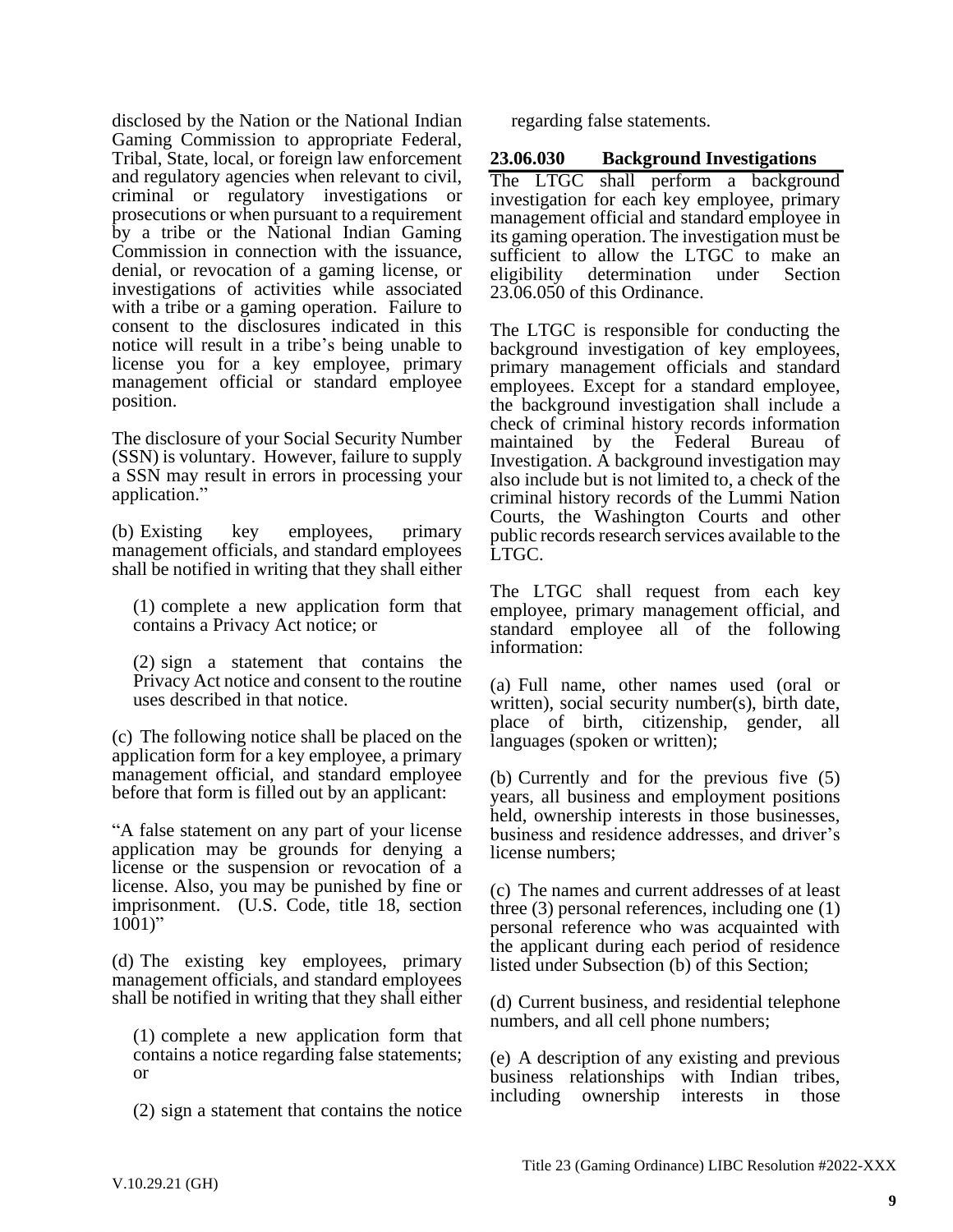disclosed by the Nation or the National Indian Gaming Commission to appropriate Federal, Tribal, State, local, or foreign law enforcement and regulatory agencies when relevant to civil, criminal or regulatory investigations or prosecutions or when pursuant to a requirement by a tribe or the National Indian Gaming Commission in connection with the issuance, denial, or revocation of a gaming license, or investigations of activities while associated with a tribe or a gaming operation. Failure to consent to the disclosures indicated in this notice will result in a tribe's being unable to license you for a key employee, primary management official or standard employee position.

The disclosure of your Social Security Number (SSN) is voluntary. However, failure to supply a SSN may result in errors in processing your application."

(b) Existing key employees, primary management officials, and standard employees shall be notified in writing that they shall either

(1) complete a new application form that contains a Privacy Act notice; or

(2) sign a statement that contains the Privacy Act notice and consent to the routine uses described in that notice.

(c) The following notice shall be placed on the application form for a key employee, a primary management official, and standard employee before that form is filled out by an applicant:

"A false statement on any part of your license application may be grounds for denying a license or the suspension or revocation of a license. Also, you may be punished by fine or imprisonment. (U.S. Code, title 18, section 1001)"

(d) The existing key employees, primary management officials, and standard employees shall be notified in writing that they shall either

(1) complete a new application form that contains a notice regarding false statements; or

(2) sign a statement that contains the notice regarding false statements.

## 23.06.030 Background Investigations

The LTGC shall perform a background investigation for each key employee, primary management official and standard employee in its gaming operation. The investigation must be sufficient to allow the LTGC to make an eligibility determination under Section 23.06.050 of this Ordinance.

The LTGC is responsible for conducting the background investigation of key employees, primary management officials and standard employees. Except for a standard employee, the background investigation shall include a check of criminal history records information maintained by the Federal Bureau of Investigation. A background investigation may also include but is not limited to, a check of the criminal history records of the Lummi Nation Courts, the Washington Courts and other public records research services available to the LTGC.

The LTGC shall request from each key employee, primary management official, and standard employee all of the following information:

(a) Full name, other names used (oral or written), social security number(s), birth date, place of birth, citizenship, gender, all languages (spoken or written);

(b) Currently and for the previous five (5) years, all business and employment positions held, ownership interests in those businesses, business and residence addresses, and driver's license numbers;

(c) The names and current addresses of at least three (3) personal references, including one (1) personal reference who was acquainted with the applicant during each period of residence listed under Subsection (b) of this Section;

(d) Current business, and residential telephone numbers, and all cell phone numbers;

(e) A description of any existing and previous business relationships with Indian tribes, including ownership interests in those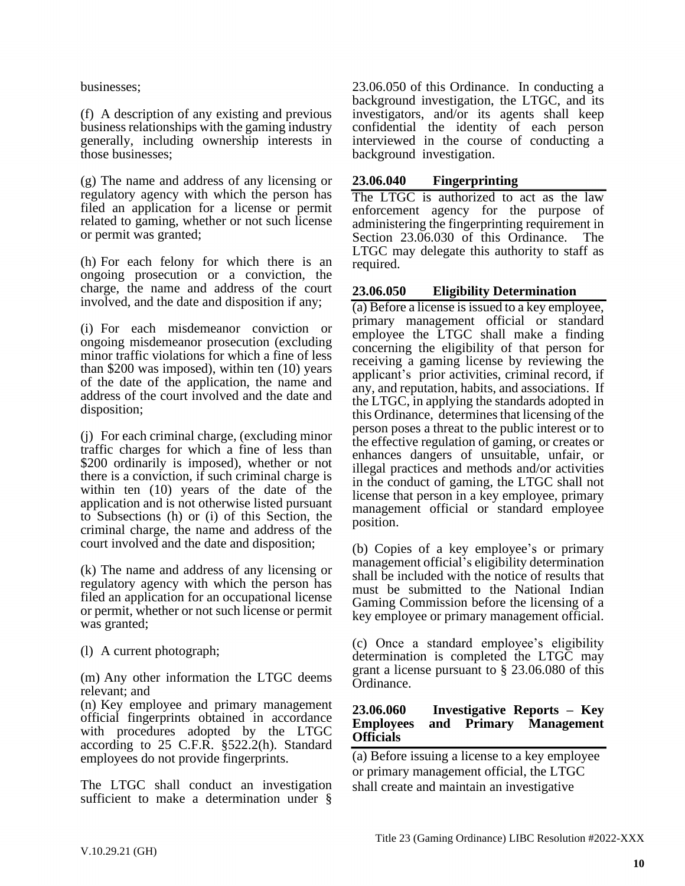businesses;

(f) A description of any existing and previous business relationships with the gaming industry generally, including ownership interests in those businesses;

(g) The name and address of any licensing or regulatory agency with which the person has filed an application for a license or permit related to gaming, whether or not such license or permit was granted;

(h) For each felony for which there is an ongoing prosecution or a conviction, the charge, the name and address of the court involved, and the date and disposition if any;

(i) For each misdemeanor conviction or ongoing misdemeanor prosecution (excluding minor traffic violations for which a fine of less than $200 was imposed), within ten (10) years of the date of the application, the name and address of the court involved and the date and disposition;

(j) For each criminal charge, (excluding minor traffic charges for which a fine of less than $200 ordinarily is imposed), whether or not there is a conviction, if such criminal charge is within ten (10) years of the date of the application and is not otherwise listed pursuant to Subsections (h) or (i) of this Section, the criminal charge, the name and address of the court involved and the date and disposition;

(k) The name and address of any licensing or regulatory agency with which the person has filed an application for an occupational license or permit, whether or not such license or permit was granted;

(l) A current photograph;

(m) Any other information the LTGC deems relevant; and

(n) Key employee and primary management official fingerprints obtained in accordance with procedures adopted by the LTGC according to 25 C.F.R. §522.2(h). Standard employees do not provide fingerprints.

The LTGC shall conduct an investigation sufficient to make a determination under § 23.06.050 of this Ordinance. In conducting a background investigation, the LTGC, and its investigators, and/or its agents shall keep confidential the identity of each person interviewed in the course of conducting a background investigation.

### 23.06.040 Fingerprinting

The LTGC is authorized to act as the law enforcement agency for the purpose of administering the fingerprinting requirement in Section 23.06.030 of this Ordinance. The LTGC may delegate this authority to staff as required.

### 23.06.050 Eligibility Determination

(a) Before a license is issued to a key employee, primary management official or standard employee the LTGC shall make a finding concerning the eligibility of that person for receiving a gaming license by reviewing the applicant's prior activities, criminal record, if any, and reputation, habits, and associations. If the LTGC, in applying the standards adopted in this Ordinance, determines that licensing of the person poses a threat to the public interest or to the effective regulation of gaming, or creates or enhances dangers of unsuitable, unfair, or illegal practices and methods and/or activities in the conduct of gaming, the LTGC shall not license that person in a key employee, primary management official or standard employee position.

(b) Copies of a key employee's or primary management official's eligibility determination shall be included with the notice of results that must be submitted to the National Indian Gaming Commission before the licensing of a key employee or primary management official.

(c) Once a standard employee's eligibility determination is completed the LTGC may grant a license pursuant to § 23.06.080 of this Ordinance.

### 23.06.060 Investigative Reports – Key Employees and Primary Management Officials

(a) Before issuing a license to a key employee or primary management official, the LTGC shall create and maintain an investigative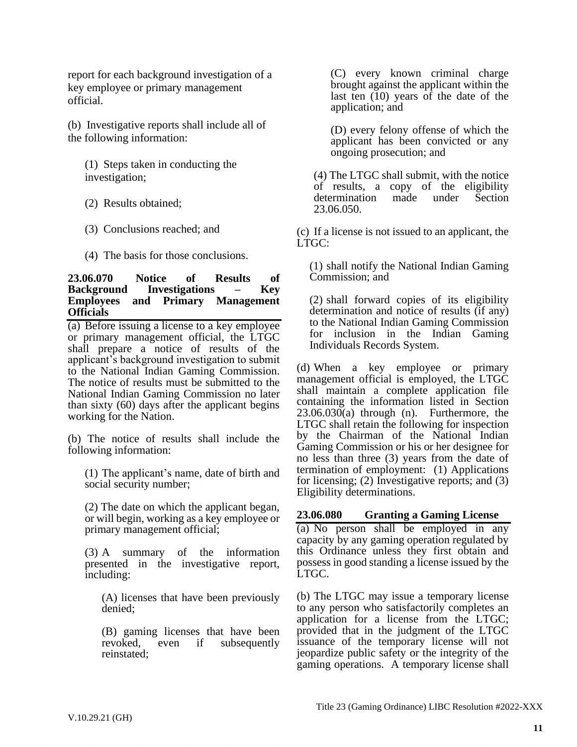report for each background investigation of a key employee or primary management official.

(b) Investigative reports shall include all of the following information:

(1) Steps taken in conducting the investigation;

(2) Results obtained;

(3) Conclusions reached; and

(4) The basis for those conclusions.

**23.06.070 Notice of Results of Background Investigations – Key Employees and Primary Management Officials**

(a) Before issuing a license to a key employee or primary management official, the LTGC shall prepare a notice of results of the applicant's background investigation to submit to the National Indian Gaming Commission. The notice of results must be submitted to the National Indian Gaming Commission no later than sixty (60) days after the applicant begins working for the Nation.

(b) The notice of results shall include the following information:

(1) The applicant's name, date of birth and social security number;

(2) The date on which the applicant began, or will begin, working as a key employee or primary management official;

(3) A summary of the information presented in the investigative report, including:

(A) licenses that have been previously denied;

(B) gaming licenses that have been revoked, even if subsequently reinstated;

(C) every known criminal charge brought against the applicant within the last ten (10) years of the date of the application; and

(D) every felony offense of which the applicant has been convicted or any ongoing prosecution; and

(4) The LTGC shall submit, with the notice of results, a copy of the eligibility determination made under Section 23.06.050.

(c) If a license is not issued to an applicant, the LTGC:

(1) shall notify the National Indian Gaming Commission; and

(2) shall forward copies of its eligibility determination and notice of results (if any) to the National Indian Gaming Commission for inclusion in the Indian Gaming Individuals Records System.

(d) When a key employee or primary management official is employed, the LTGC shall maintain a complete application file containing the information listed in Section 23.06.030(a) through (n). Furthermore, the LTGC shall retain the following for inspection by the Chairman of the National Indian Gaming Commission or his or her designee for no less than three (3) years from the date of termination of employment: (1) Applications for licensing; (2) Investigative reports; and (3) Eligibility determinations.

**23.06.080 Granting a Gaming License**

(a) No person shall be employed in any capacity by any gaming operation regulated by this Ordinance unless they first obtain and possess in good standing a license issued by the LTGC.

(b) The LTGC may issue a temporary license to any person who satisfactorily completes an application for a license from the LTGC; provided that in the judgment of the LTGC issuance of the temporary license will not jeopardize public safety or the integrity of the gaming operations. A temporary license shall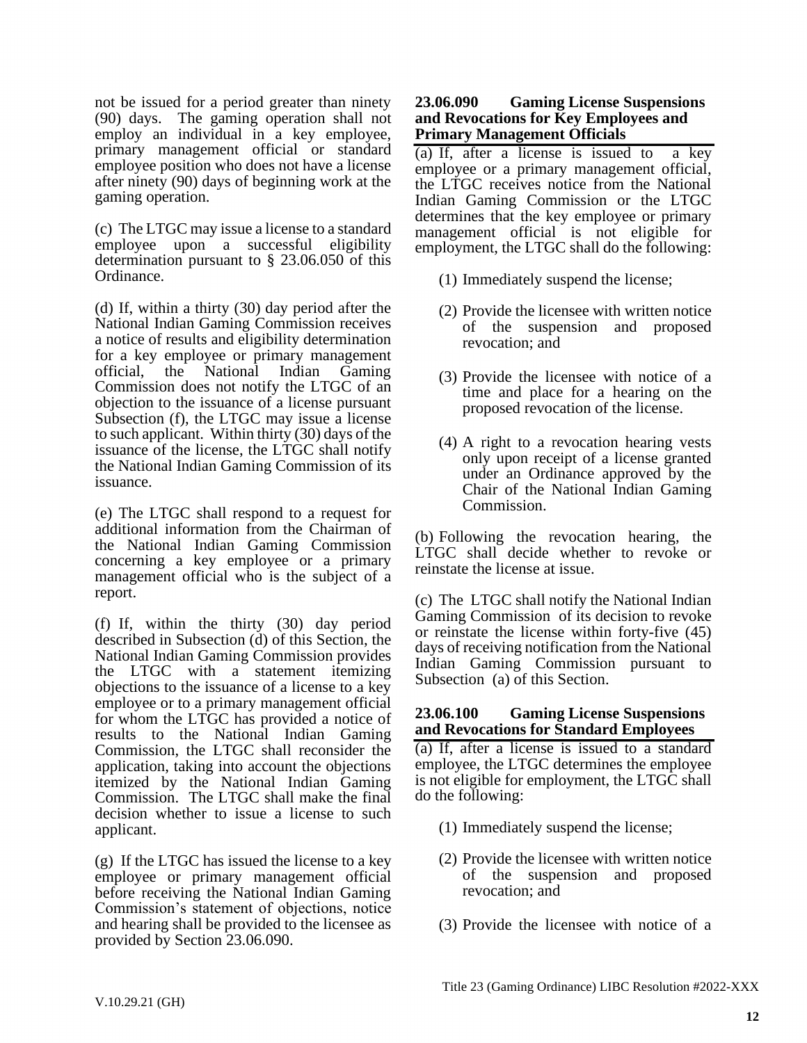not be issued for a period greater than ninety (90) days. The gaming operation shall not employ an individual in a key employee, primary management official or standard employee position who does not have a license after ninety (90) days of beginning work at the gaming operation.

(c) The LTGC may issue a license to a standard employee upon a successful eligibility determination pursuant to § 23.06.050 of this Ordinance.

(d) If, within a thirty (30) day period after the National Indian Gaming Commission receives a notice of results and eligibility determination for a key employee or primary management official, the National Indian Gaming Commission does not notify the LTGC of an objection to the issuance of a license pursuant Subsection (f), the LTGC may issue a license to such applicant. Within thirty (30) days of the issuance of the license, the LTGC shall notify the National Indian Gaming Commission of its issuance.

(e) The LTGC shall respond to a request for additional information from the Chairman of the National Indian Gaming Commission concerning a key employee or a primary management official who is the subject of a report.

(f) If, within the thirty (30) day period described in Subsection (d) of this Section, the National Indian Gaming Commission provides the LTGC with a statement itemizing objections to the issuance of a license to a key employee or to a primary management official for whom the LTGC has provided a notice of results to the National Indian Gaming Commission, the LTGC shall reconsider the application, taking into account the objections itemized by the National Indian Gaming Commission. The LTGC shall make the final decision whether to issue a license to such applicant.

(g) If the LTGC has issued the license to a key employee or primary management official before receiving the National Indian Gaming Commission's statement of objections, notice and hearing shall be provided to the licensee as provided by Section 23.06.090.

### 23.06.090 Gaming License Suspensions and Revocations for Key Employees and Primary Management Officials

(a) If, after a license is issued to a key employee or a primary management official, the LTGC receives notice from the National Indian Gaming Commission or the LTGC determines that the key employee or primary management official is not eligible for employment, the LTGC shall do the following:

(1) Immediately suspend the license;

(2) Provide the licensee with written notice of the suspension and proposed revocation; and

(3) Provide the licensee with notice of a time and place for a hearing on the proposed revocation of the license.

(4) A right to a revocation hearing vests only upon receipt of a license granted under an Ordinance approved by the Chair of the National Indian Gaming Commission.

(b) Following the revocation hearing, the LTGC shall decide whether to revoke or reinstate the license at issue.

(c) The LTGC shall notify the National Indian Gaming Commission of its decision to revoke or reinstate the license within forty-five (45) days of receiving notification from the National Indian Gaming Commission pursuant to Subsection (a) of this Section.

### 23.06.100 Gaming License Suspensions and Revocations for Standard Employees

(a) If, after a license is issued to a standard employee, the LTGC determines the employee is not eligible for employment, the LTGC shall do the following:

(1) Immediately suspend the license;

(2) Provide the licensee with written notice of the suspension and proposed revocation; and

(3) Provide the licensee with notice of a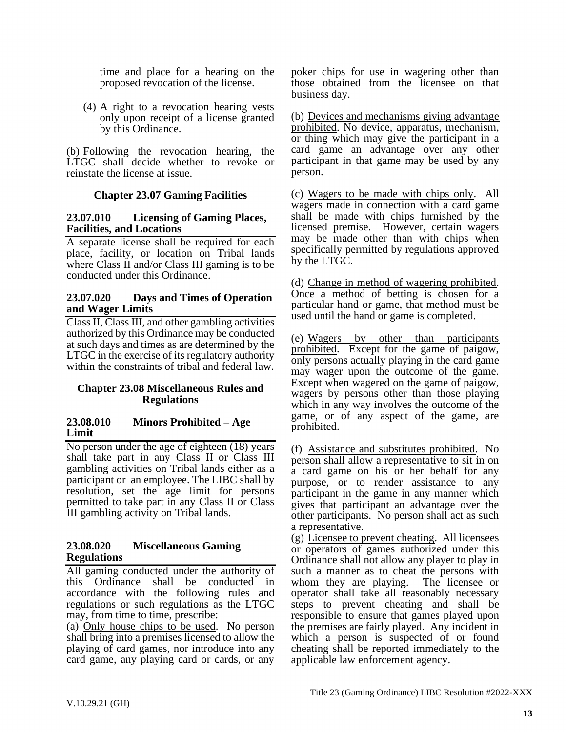time and place for a hearing on the proposed revocation of the license.

(4) A right to a revocation hearing vests only upon receipt of a license granted by this Ordinance.

(b) Following the revocation hearing, the LTGC shall decide whether to revoke or reinstate the license at issue.

## Chapter 23.07 Gaming Facilities

### 23.07.010 Licensing of Gaming Places, Facilities, and Locations

A separate license shall be required for each place, facility, or location on Tribal lands where Class II and/or Class III gaming is to be conducted under this Ordinance.

### 23.07.020 Days and Times of Operation and Wager Limits

Class II, Class III, and other gambling activities authorized by this Ordinance may be conducted at such days and times as are determined by the LTGC in the exercise of its regulatory authority within the constraints of tribal and federal law.

## Chapter 23.08 Miscellaneous Rules and Regulations

### 23.08.010 Minors Prohibited – Age Limit

No person under the age of eighteen (18) years shall take part in any Class II or Class III gambling activities on Tribal lands either as a participant or an employee. The LIBC shall by resolution, set the age limit for persons permitted to take part in any Class II or Class III gambling activity on Tribal lands.

### 23.08.020 Miscellaneous Gaming Regulations

All gaming conducted under the authority of this Ordinance shall be conducted in accordance with the following rules and regulations or such regulations as the LTGC may, from time to time, prescribe:

(a) Only house chips to be used. No person shall bring into a premises licensed to allow the playing of card games, nor introduce into any card game, any playing card or cards, or any poker chips for use in wagering other than those obtained from the licensee on that business day.

(b) Devices and mechanisms giving advantage prohibited. No device, apparatus, mechanism, or thing which may give the participant in a card game an advantage over any other participant in that game may be used by any person.

(c) Wagers to be made with chips only. All wagers made in connection with a card game shall be made with chips furnished by the licensed premise. However, certain wagers may be made other than with chips when specifically permitted by regulations approved by the LTGC.

(d) Change in method of wagering prohibited. Once a method of betting is chosen for a particular hand or game, that method must be used until the hand or game is completed.

(e) Wagers by other than participants prohibited. Except for the game of paigow, only persons actually playing in the card game may wager upon the outcome of the game. Except when wagered on the game of paigow, wagers by persons other than those playing which in any way involves the outcome of the game, or of any aspect of the game, are prohibited.

(f) Assistance and substitutes prohibited. No person shall allow a representative to sit in on a card game on his or her behalf for any purpose, or to render assistance to any participant in the game in any manner which gives that participant an advantage over the other participants. No person shall act as such a representative.

(g) Licensee to prevent cheating. All licensees or operators of games authorized under this Ordinance shall not allow any player to play in such a manner as to cheat the persons with whom they are playing. The licensee or operator shall take all reasonably necessary steps to prevent cheating and shall be responsible to ensure that games played upon the premises are fairly played. Any incident in which a person is suspected of or found cheating shall be reported immediately to the applicable law enforcement agency.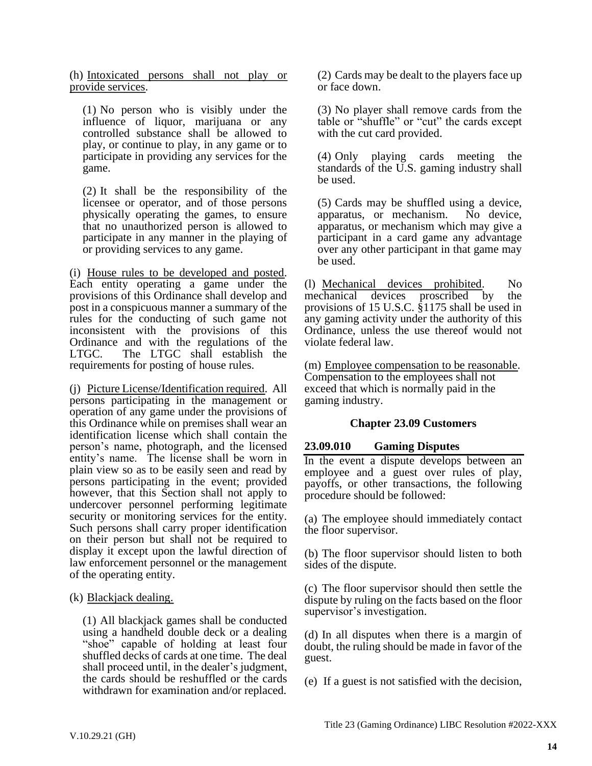(h) Intoxicated persons shall not play or provide services.

(1) No person who is visibly under the influence of liquor, marijuana or any controlled substance shall be allowed to play, or continue to play, in any game or to participate in providing any services for the game.

(2) It shall be the responsibility of the licensee or operator, and of those persons physically operating the games, to ensure that no unauthorized person is allowed to participate in any manner in the playing of or providing services to any game.

(i) House rules to be developed and posted. Each entity operating a game under the provisions of this Ordinance shall develop and post in a conspicuous manner a summary of the rules for the conducting of such game not inconsistent with the provisions of this Ordinance and with the regulations of the LTGC. The LTGC shall establish the requirements for posting of house rules.

(j) Picture License/Identification required. All persons participating in the management or operation of any game under the provisions of this Ordinance while on premises shall wear an identification license which shall contain the person's name, photograph, and the licensed entity's name. The license shall be worn in plain view so as to be easily seen and read by persons participating in the event; provided however, that this Section shall not apply to undercover personnel performing legitimate security or monitoring services for the entity. Such persons shall carry proper identification on their person but shall not be required to display it except upon the lawful direction of law enforcement personnel or the management of the operating entity.

(k) Blackjack dealing.

(1) All blackjack games shall be conducted using a handheld double deck or a dealing "shoe" capable of holding at least four shuffled decks of cards at one time. The deal shall proceed until, in the dealer's judgment, the cards should be reshuffled or the cards withdrawn for examination and/or replaced.

(2) Cards may be dealt to the players face up or face down.

(3) No player shall remove cards from the table or "shuffle" or "cut" the cards except with the cut card provided.

(4) Only playing cards meeting the standards of the U.S. gaming industry shall be used.

(5) Cards may be shuffled using a device, apparatus, or mechanism. No device, apparatus, or mechanism which may give a participant in a card game any advantage over any other participant in that game may be used.

(l) Mechanical devices prohibited. No mechanical devices proscribed by the provisions of 15 U.S.C. §1175 shall be used in any gaming activity under the authority of this Ordinance, unless the use thereof would not violate federal law.

(m) Employee compensation to be reasonable. Compensation to the employees shall not exceed that which is normally paid in the gaming industry.

## Chapter 23.09 Customers

### 23.09.010 Gaming Disputes

In the event a dispute develops between an employee and a guest over rules of play, payoffs, or other transactions, the following procedure should be followed:

(a) The employee should immediately contact the floor supervisor.

(b) The floor supervisor should listen to both sides of the dispute.

(c) The floor supervisor should then settle the dispute by ruling on the facts based on the floor supervisor's investigation.

(d) In all disputes when there is a margin of doubt, the ruling should be made in favor of the guest.

(e) If a guest is not satisfied with the decision,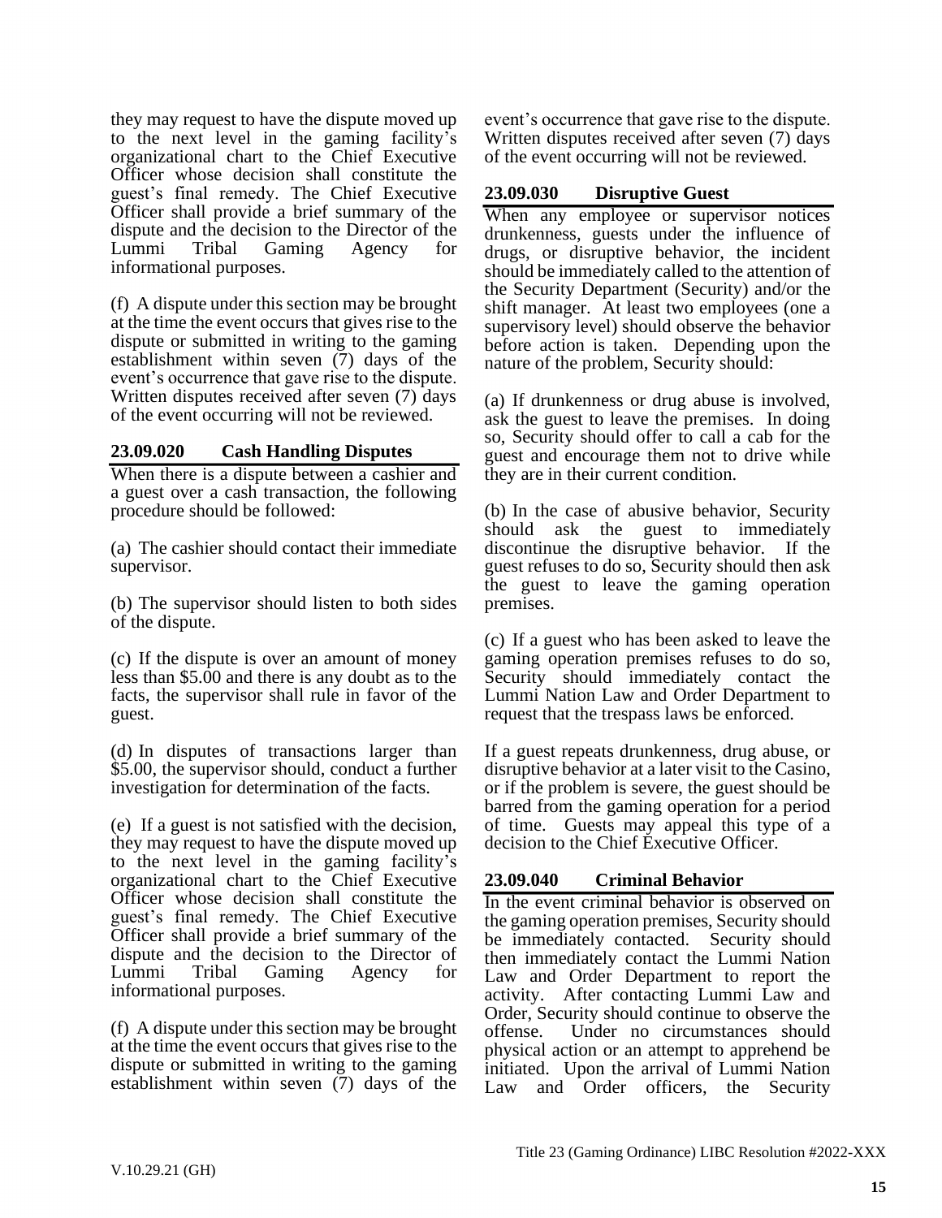they may request to have the dispute moved up to the next level in the gaming facility's organizational chart to the Chief Executive Officer whose decision shall constitute the guest's final remedy. The Chief Executive Officer shall provide a brief summary of the dispute and the decision to the Director of the Lummi Tribal Gaming Agency for informational purposes.

(f) A dispute under this section may be brought at the time the event occurs that gives rise to the dispute or submitted in writing to the gaming establishment within seven (7) days of the event's occurrence that gave rise to the dispute. Written disputes received after seven (7) days of the event occurring will not be reviewed.

### 23.09.020 Cash Handling Disputes

When there is a dispute between a cashier and a guest over a cash transaction, the following procedure should be followed:

(a) The cashier should contact their immediate supervisor.

(b) The supervisor should listen to both sides of the dispute.

(c) If the dispute is over an amount of money less than $5.00 and there is any doubt as to the facts, the supervisor shall rule in favor of the guest.

(d) In disputes of transactions larger than $5.00, the supervisor should, conduct a further investigation for determination of the facts.

(e) If a guest is not satisfied with the decision, they may request to have the dispute moved up to the next level in the gaming facility's organizational chart to the Chief Executive Officer whose decision shall constitute the guest's final remedy. The Chief Executive Officer shall provide a brief summary of the dispute and the decision to the Director of Lummi Tribal Gaming Agency for informational purposes.

(f) A dispute under this section may be brought at the time the event occurs that gives rise to the dispute or submitted in writing to the gaming establishment within seven (7) days of the event's occurrence that gave rise to the dispute. Written disputes received after seven (7) days of the event occurring will not be reviewed.

### 23.09.030 Disruptive Guest

When any employee or supervisor notices drunkenness, guests under the influence of drugs, or disruptive behavior, the incident should be immediately called to the attention of the Security Department (Security) and/or the shift manager. At least two employees (one a supervisory level) should observe the behavior before action is taken. Depending upon the nature of the problem, Security should:

(a) If drunkenness or drug abuse is involved, ask the guest to leave the premises. In doing so, Security should offer to call a cab for the guest and encourage them not to drive while they are in their current condition.

(b) In the case of abusive behavior, Security should ask the guest to immediately discontinue the disruptive behavior. If the guest refuses to do so, Security should then ask the guest to leave the gaming operation premises.

(c) If a guest who has been asked to leave the gaming operation premises refuses to do so, Security should immediately contact the Lummi Nation Law and Order Department to request that the trespass laws be enforced.

If a guest repeats drunkenness, drug abuse, or disruptive behavior at a later visit to the Casino, or if the problem is severe, the guest should be barred from the gaming operation for a period of time. Guests may appeal this type of a decision to the Chief Executive Officer.

### 23.09.040 Criminal Behavior

In the event criminal behavior is observed on the gaming operation premises, Security should be immediately contacted. Security should then immediately contact the Lummi Nation Law and Order Department to report the activity. After contacting Lummi Law and Order, Security should continue to observe the offense. Under no circumstances should physical action or an attempt to apprehend be initiated. Upon the arrival of Lummi Nation Law and Order officers, the Security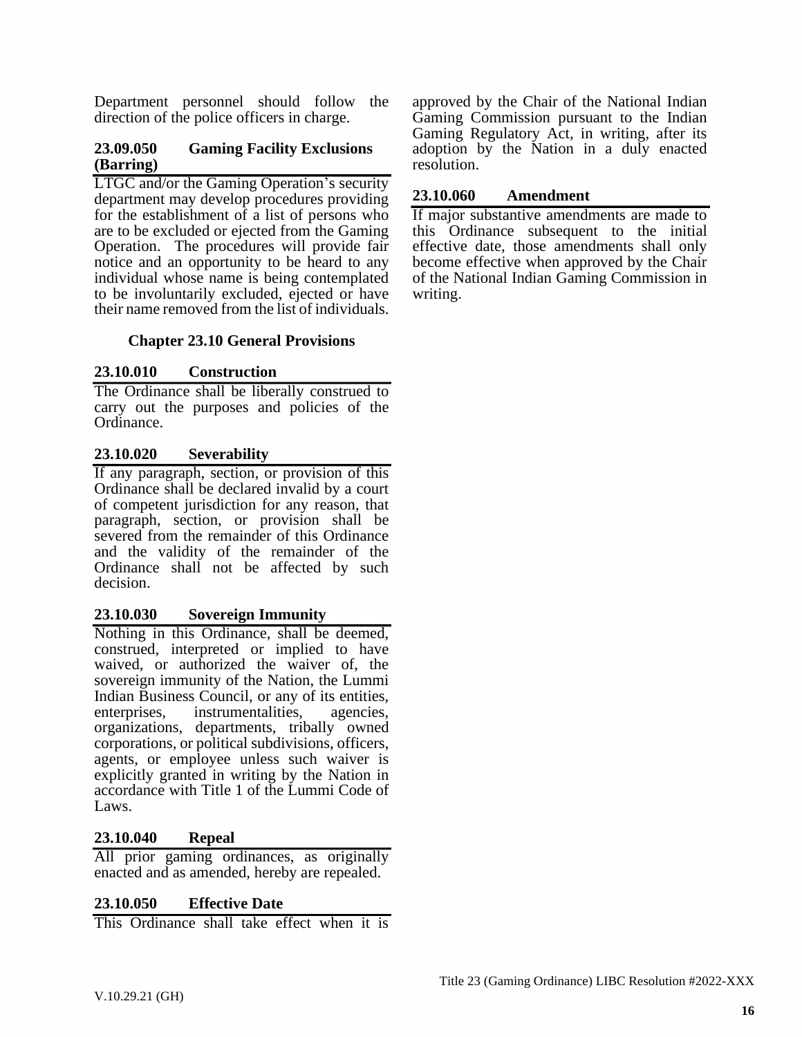Department personnel should follow the direction of the police officers in charge.

### 23.09.050 Gaming Facility Exclusions (Barring)

LTGC and/or the Gaming Operation's security department may develop procedures providing for the establishment of a list of persons who are to be excluded or ejected from the Gaming Operation. The procedures will provide fair notice and an opportunity to be heard to any individual whose name is being contemplated to be involuntarily excluded, ejected or have their name removed from the list of individuals.

## Chapter 23.10 General Provisions

### 23.10.010 Construction

The Ordinance shall be liberally construed to carry out the purposes and policies of the Ordinance.

### 23.10.020 Severability

If any paragraph, section, or provision of this Ordinance shall be declared invalid by a court of competent jurisdiction for any reason, that paragraph, section, or provision shall be severed from the remainder of this Ordinance and the validity of the remainder of the Ordinance shall not be affected by such decision.

### 23.10.030 Sovereign Immunity

Nothing in this Ordinance, shall be deemed, construed, interpreted or implied to have waived, or authorized the waiver of, the sovereign immunity of the Nation, the Lummi Indian Business Council, or any of its entities, enterprises, instrumentalities, agencies, organizations, departments, tribally owned corporations, or political subdivisions, officers, agents, or employee unless such waiver is explicitly granted in writing by the Nation in accordance with Title 1 of the Lummi Code of Laws.

### 23.10.040 Repeal

All prior gaming ordinances, as originally enacted and as amended, hereby are repealed.

### 23.10.050 Effective Date

This Ordinance shall take effect when it is approved by the Chair of the National Indian Gaming Commission pursuant to the Indian Gaming Regulatory Act, in writing, after its adoption by the Nation in a duly enacted resolution.

### 23.10.060 Amendment

If major substantive amendments are made to this Ordinance subsequent to the initial effective date, those amendments shall only become effective when approved by the Chair of the National Indian Gaming Commission in writing.